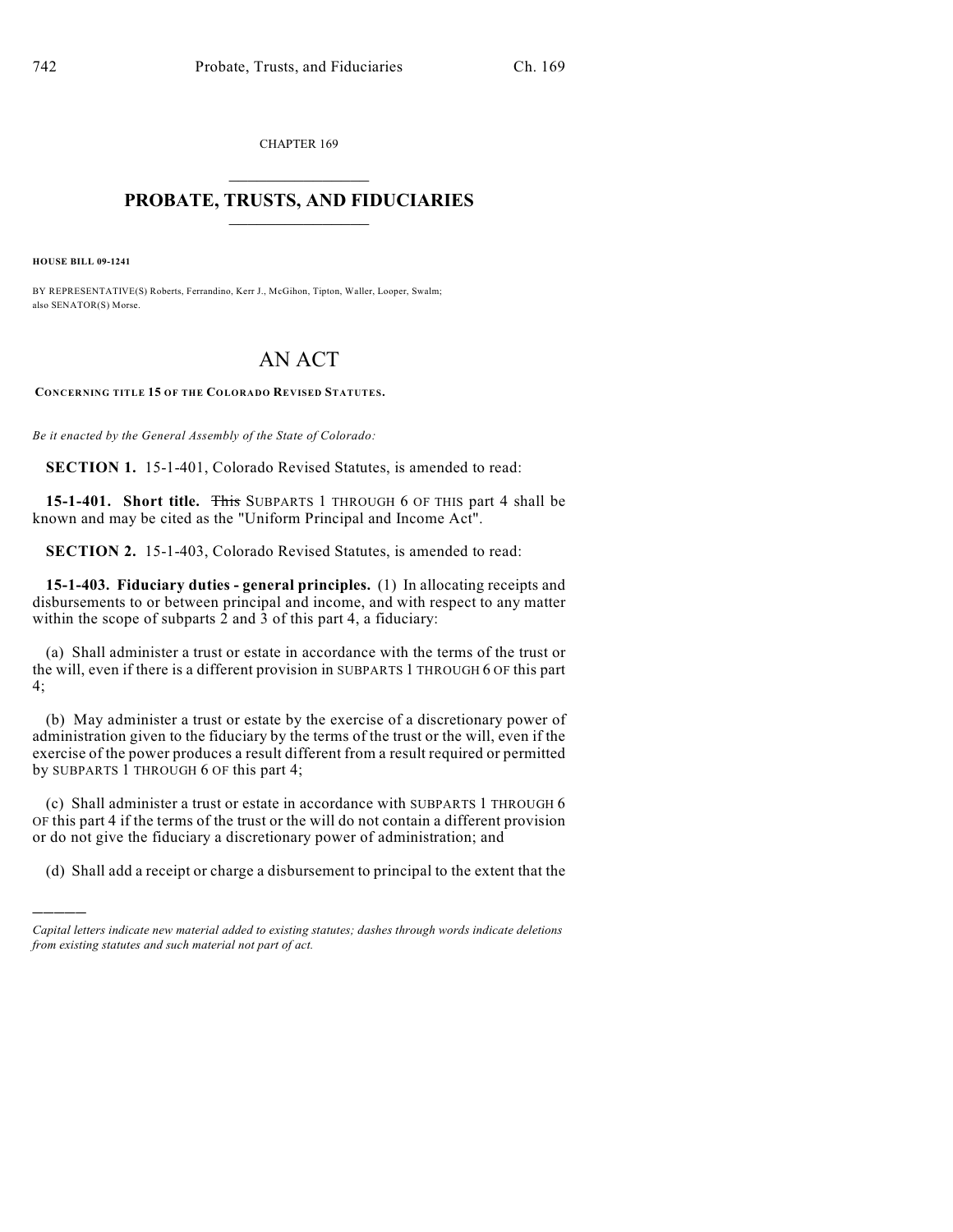CHAPTER 169

## PROBATE, TRUSTS, AND FIDUCIARIES

**HOUSE BILL 09-1241**

BY REPRESENTATIVE(S) Roberts, Ferrandino, Kerr J., McGihon, Tipton, Waller, Looper, Swalm; also SENATOR(S) Morse.

# AN ACT

**CONCERNING TITLE 15 OF THE COLORADO REVISED STATUTES.**

*Be it enacted by the General Assembly of the State of Colorado:*

**SECTION 1.** 15-1-401, Colorado Revised Statutes, is amended to read:

**15-1-401. Short title.** ~~This~~ SUBPARTS 1 THROUGH 6 OF THIS part 4 shall be known and may be cited as the "Uniform Principal and Income Act".

**SECTION 2.** 15-1-403, Colorado Revised Statutes, is amended to read:

**15-1-403. Fiduciary duties - general principles.** (1) In allocating receipts and disbursements to or between principal and income, and with respect to any matter within the scope of subparts 2 and 3 of this part 4, a fiduciary:

(a) Shall administer a trust or estate in accordance with the terms of the trust or the will, even if there is a different provision in SUBPARTS 1 THROUGH 6 OF this part 4;

(b) May administer a trust or estate by the exercise of a discretionary power of administration given to the fiduciary by the terms of the trust or the will, even if the exercise of the power produces a result different from a result required or permitted by SUBPARTS 1 THROUGH 6 OF this part 4;

(c) Shall administer a trust or estate in accordance with SUBPARTS 1 THROUGH 6 OF this part 4 if the terms of the trust or the will do not contain a different provision or do not give the fiduciary a discretionary power of administration; and

(d) Shall add a receipt or charge a disbursement to principal to the extent that the

---

*Capital letters indicate new material added to existing statutes; dashes through words indicate deletions from existing statutes and such material not part of act.*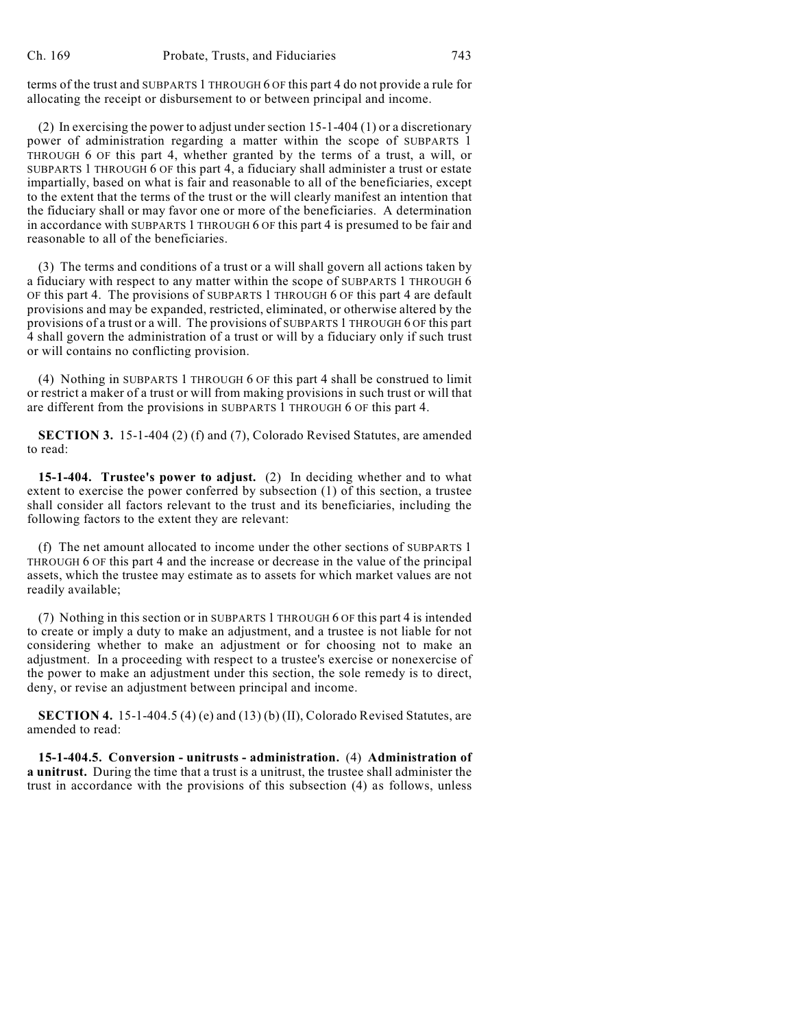terms of the trust and SUBPARTS 1 THROUGH 6 OF this part 4 do not provide a rule for allocating the receipt or disbursement to or between principal and income.

(2) In exercising the power to adjust under section 15-1-404 (1) or a discretionary power of administration regarding a matter within the scope of SUBPARTS 1 THROUGH 6 OF this part 4, whether granted by the terms of a trust, a will, or SUBPARTS 1 THROUGH 6 OF this part 4, a fiduciary shall administer a trust or estate impartially, based on what is fair and reasonable to all of the beneficiaries, except to the extent that the terms of the trust or the will clearly manifest an intention that the fiduciary shall or may favor one or more of the beneficiaries. A determination in accordance with SUBPARTS 1 THROUGH 6 OF this part 4 is presumed to be fair and reasonable to all of the beneficiaries.

(3) The terms and conditions of a trust or a will shall govern all actions taken by a fiduciary with respect to any matter within the scope of SUBPARTS 1 THROUGH 6 OF this part 4. The provisions of SUBPARTS 1 THROUGH 6 OF this part 4 are default provisions and may be expanded, restricted, eliminated, or otherwise altered by the provisions of a trust or a will. The provisions of SUBPARTS 1 THROUGH 6 OF this part 4 shall govern the administration of a trust or will by a fiduciary only if such trust or will contains no conflicting provision.

(4) Nothing in SUBPARTS 1 THROUGH 6 OF this part 4 shall be construed to limit or restrict a maker of a trust or will from making provisions in such trust or will that are different from the provisions in SUBPARTS 1 THROUGH 6 OF this part 4.

**SECTION 3.** 15-1-404 (2) (f) and (7), Colorado Revised Statutes, are amended to read:

**15-1-404. Trustee's power to adjust.** (2) In deciding whether and to what extent to exercise the power conferred by subsection (1) of this section, a trustee shall consider all factors relevant to the trust and its beneficiaries, including the following factors to the extent they are relevant:

(f) The net amount allocated to income under the other sections of SUBPARTS 1 THROUGH 6 OF this part 4 and the increase or decrease in the value of the principal assets, which the trustee may estimate as to assets for which market values are not readily available;

(7) Nothing in this section or in SUBPARTS 1 THROUGH 6 OF this part 4 is intended to create or imply a duty to make an adjustment, and a trustee is not liable for not considering whether to make an adjustment or for choosing not to make an adjustment. In a proceeding with respect to a trustee's exercise or nonexercise of the power to make an adjustment under this section, the sole remedy is to direct, deny, or revise an adjustment between principal and income.

**SECTION 4.** 15-1-404.5 (4) (e) and (13) (b) (II), Colorado Revised Statutes, are amended to read:

**15-1-404.5. Conversion - unitrusts - administration.** (4) **Administration of a unitrust.** During the time that a trust is a unitrust, the trustee shall administer the trust in accordance with the provisions of this subsection (4) as follows, unless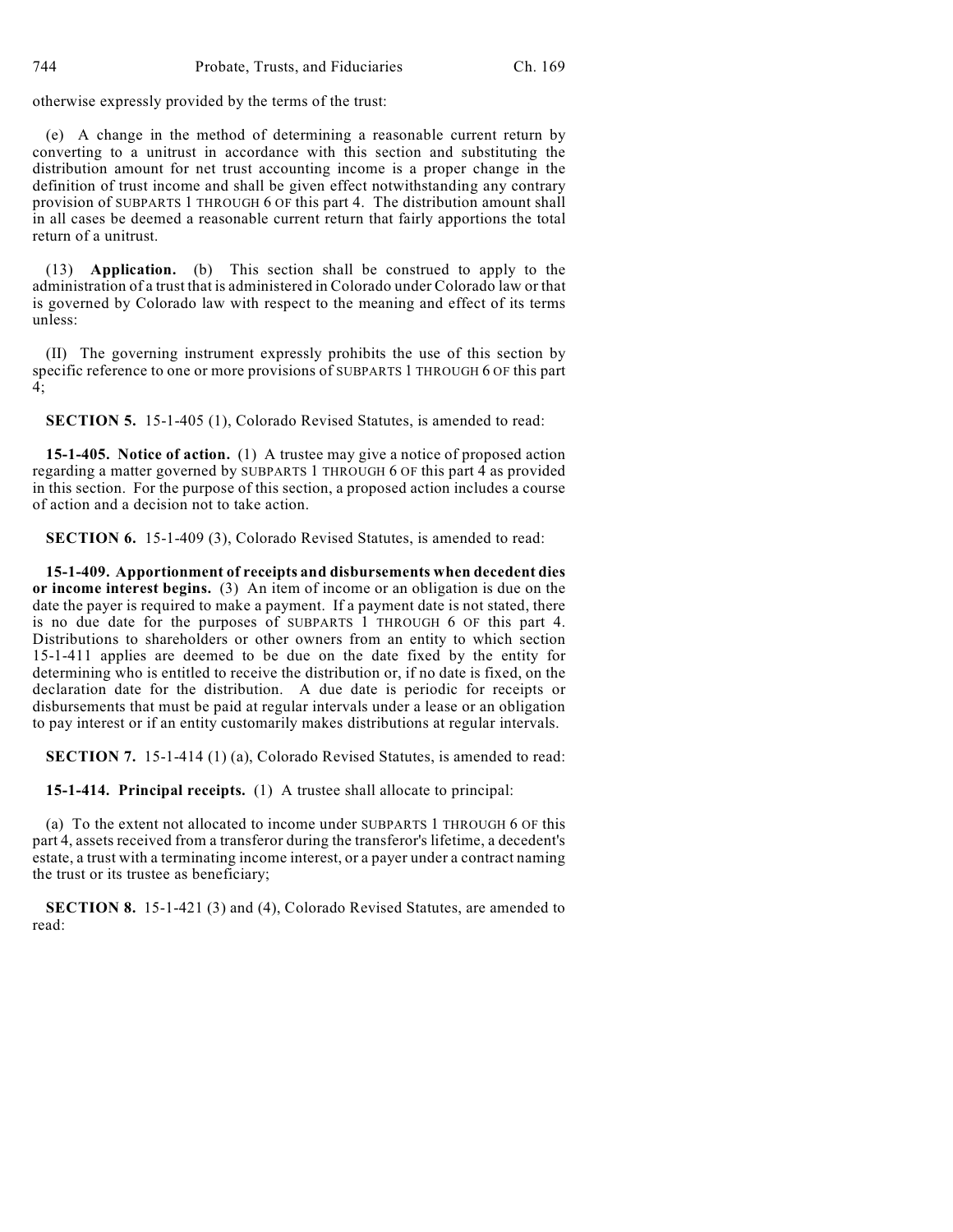otherwise expressly provided by the terms of the trust:

(e) A change in the method of determining a reasonable current return by converting to a unitrust in accordance with this section and substituting the distribution amount for net trust accounting income is a proper change in the definition of trust income and shall be given effect notwithstanding any contrary provision of SUBPARTS 1 THROUGH 6 OF this part 4. The distribution amount shall in all cases be deemed a reasonable current return that fairly apportions the total return of a unitrust.

(13) **Application.** (b) This section shall be construed to apply to the administration of a trust that is administered in Colorado under Colorado law or that is governed by Colorado law with respect to the meaning and effect of its terms unless:

(II) The governing instrument expressly prohibits the use of this section by specific reference to one or more provisions of SUBPARTS 1 THROUGH 6 OF this part 4;

**SECTION 5.** 15-1-405 (1), Colorado Revised Statutes, is amended to read:

**15-1-405. Notice of action.** (1) A trustee may give a notice of proposed action regarding a matter governed by SUBPARTS 1 THROUGH 6 OF this part 4 as provided in this section. For the purpose of this section, a proposed action includes a course of action and a decision not to take action.

**SECTION 6.** 15-1-409 (3), Colorado Revised Statutes, is amended to read:

**15-1-409. Apportionment of receipts and disbursements when decedent dies or income interest begins.** (3) An item of income or an obligation is due on the date the payer is required to make a payment. If a payment date is not stated, there is no due date for the purposes of SUBPARTS 1 THROUGH 6 OF this part 4. Distributions to shareholders or other owners from an entity to which section 15-1-411 applies are deemed to be due on the date fixed by the entity for determining who is entitled to receive the distribution or, if no date is fixed, on the declaration date for the distribution. A due date is periodic for receipts or disbursements that must be paid at regular intervals under a lease or an obligation to pay interest or if an entity customarily makes distributions at regular intervals.

**SECTION 7.** 15-1-414 (1) (a), Colorado Revised Statutes, is amended to read:

**15-1-414. Principal receipts.** (1) A trustee shall allocate to principal:

(a) To the extent not allocated to income under SUBPARTS 1 THROUGH 6 OF this part 4, assets received from a transferor during the transferor's lifetime, a decedent's estate, a trust with a terminating income interest, or a payer under a contract naming the trust or its trustee as beneficiary;

**SECTION 8.** 15-1-421 (3) and (4), Colorado Revised Statutes, are amended to read: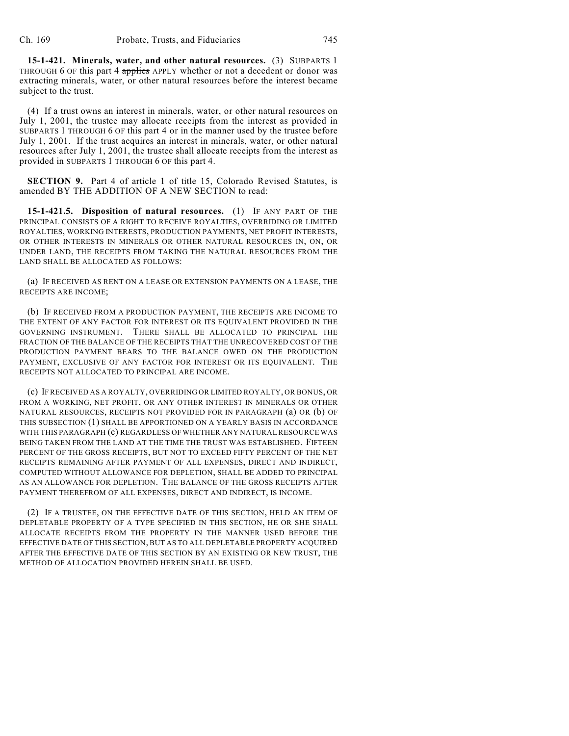**15-1-421. Minerals, water, and other natural resources.** (3) SUBPARTS 1 THROUGH 6 OF this part 4 ~~applies~~ APPLY whether or not a decedent or donor was extracting minerals, water, or other natural resources before the interest became subject to the trust.

(4) If a trust owns an interest in minerals, water, or other natural resources on July 1, 2001, the trustee may allocate receipts from the interest as provided in SUBPARTS 1 THROUGH 6 OF this part 4 or in the manner used by the trustee before July 1, 2001. If the trust acquires an interest in minerals, water, or other natural resources after July 1, 2001, the trustee shall allocate receipts from the interest as provided in SUBPARTS 1 THROUGH 6 OF this part 4.

**SECTION 9.** Part 4 of article 1 of title 15, Colorado Revised Statutes, is amended BY THE ADDITION OF A NEW SECTION to read:

**15-1-421.5. Disposition of natural resources.** (1) IF ANY PART OF THE PRINCIPAL CONSISTS OF A RIGHT TO RECEIVE ROYALTIES, OVERRIDING OR LIMITED ROYALTIES, WORKING INTERESTS, PRODUCTION PAYMENTS, NET PROFIT INTERESTS, OR OTHER INTERESTS IN MINERALS OR OTHER NATURAL RESOURCES IN, ON, OR UNDER LAND, THE RECEIPTS FROM TAKING THE NATURAL RESOURCES FROM THE LAND SHALL BE ALLOCATED AS FOLLOWS:

(a) IF RECEIVED AS RENT ON A LEASE OR EXTENSION PAYMENTS ON A LEASE, THE RECEIPTS ARE INCOME;

(b) IF RECEIVED FROM A PRODUCTION PAYMENT, THE RECEIPTS ARE INCOME TO THE EXTENT OF ANY FACTOR FOR INTEREST OR ITS EQUIVALENT PROVIDED IN THE GOVERNING INSTRUMENT. THERE SHALL BE ALLOCATED TO PRINCIPAL THE FRACTION OF THE BALANCE OF THE RECEIPTS THAT THE UNRECOVERED COST OF THE PRODUCTION PAYMENT BEARS TO THE BALANCE OWED ON THE PRODUCTION PAYMENT, EXCLUSIVE OF ANY FACTOR FOR INTEREST OR ITS EQUIVALENT. THE RECEIPTS NOT ALLOCATED TO PRINCIPAL ARE INCOME.

(c) IF RECEIVED AS A ROYALTY, OVERRIDING OR LIMITED ROYALTY, OR BONUS, OR FROM A WORKING, NET PROFIT, OR ANY OTHER INTEREST IN MINERALS OR OTHER NATURAL RESOURCES, RECEIPTS NOT PROVIDED FOR IN PARAGRAPH (a) OR (b) OF THIS SUBSECTION (1) SHALL BE APPORTIONED ON A YEARLY BASIS IN ACCORDANCE WITH THIS PARAGRAPH (c) REGARDLESS OF WHETHER ANY NATURAL RESOURCE WAS BEING TAKEN FROM THE LAND AT THE TIME THE TRUST WAS ESTABLISHED. FIFTEEN PERCENT OF THE GROSS RECEIPTS, BUT NOT TO EXCEED FIFTY PERCENT OF THE NET RECEIPTS REMAINING AFTER PAYMENT OF ALL EXPENSES, DIRECT AND INDIRECT, COMPUTED WITHOUT ALLOWANCE FOR DEPLETION, SHALL BE ADDED TO PRINCIPAL AS AN ALLOWANCE FOR DEPLETION. THE BALANCE OF THE GROSS RECEIPTS AFTER PAYMENT THEREFROM OF ALL EXPENSES, DIRECT AND INDIRECT, IS INCOME.

(2) IF A TRUSTEE, ON THE EFFECTIVE DATE OF THIS SECTION, HELD AN ITEM OF DEPLETABLE PROPERTY OF A TYPE SPECIFIED IN THIS SECTION, HE OR SHE SHALL ALLOCATE RECEIPTS FROM THE PROPERTY IN THE MANNER USED BEFORE THE EFFECTIVE DATE OF THIS SECTION, BUT AS TO ALL DEPLETABLE PROPERTY ACQUIRED AFTER THE EFFECTIVE DATE OF THIS SECTION BY AN EXISTING OR NEW TRUST, THE METHOD OF ALLOCATION PROVIDED HEREIN SHALL BE USED.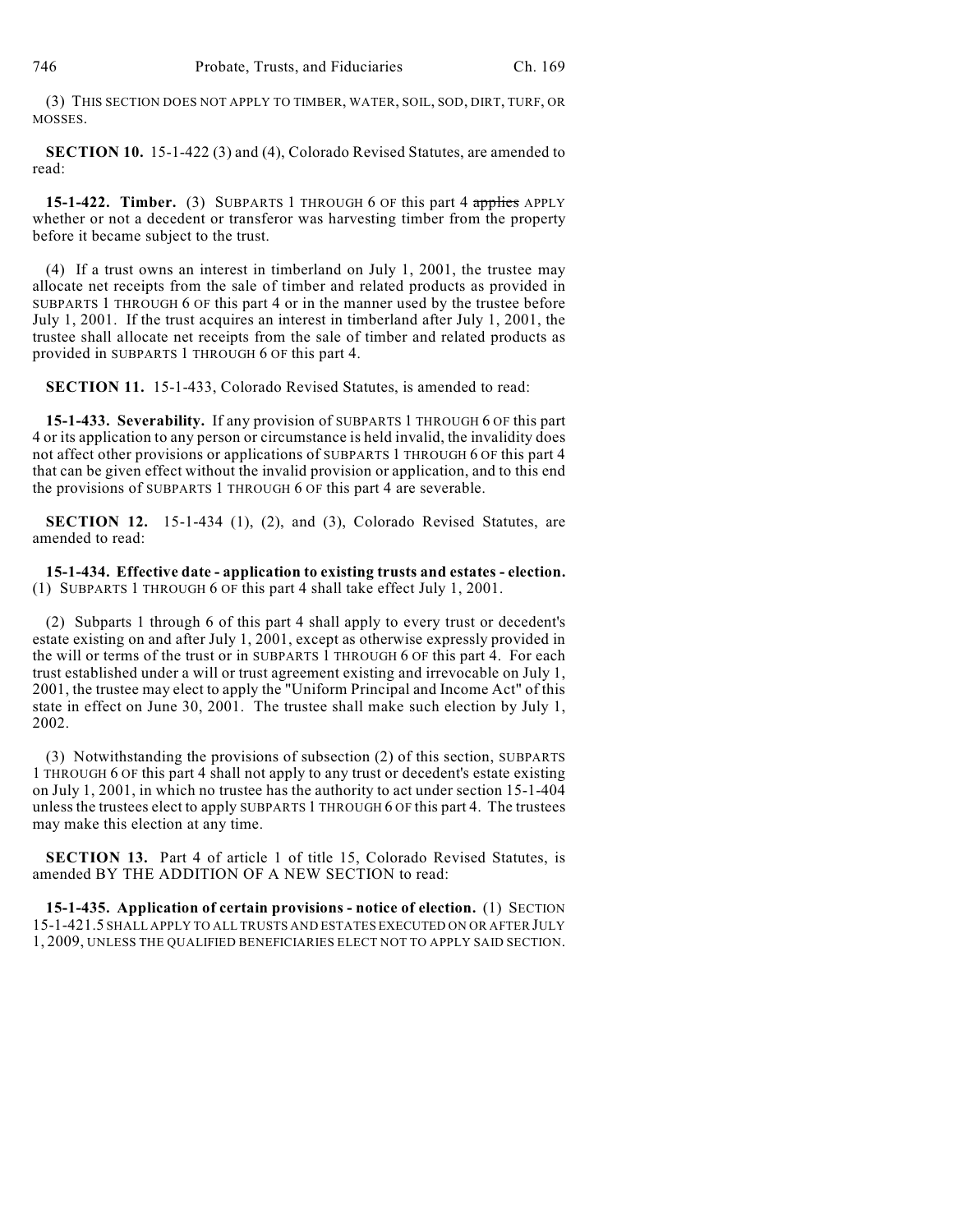(3) THIS SECTION DOES NOT APPLY TO TIMBER, WATER, SOIL, SOD, DIRT, TURF, OR MOSSES.

**SECTION 10.** 15-1-422 (3) and (4), Colorado Revised Statutes, are amended to read:

**15-1-422. Timber.** (3) SUBPARTS 1 THROUGH 6 OF this part 4 ~~applies~~ APPLY whether or not a decedent or transferor was harvesting timber from the property before it became subject to the trust.

(4) If a trust owns an interest in timberland on July 1, 2001, the trustee may allocate net receipts from the sale of timber and related products as provided in SUBPARTS 1 THROUGH 6 OF this part 4 or in the manner used by the trustee before July 1, 2001. If the trust acquires an interest in timberland after July 1, 2001, the trustee shall allocate net receipts from the sale of timber and related products as provided in SUBPARTS 1 THROUGH 6 OF this part 4.

**SECTION 11.** 15-1-433, Colorado Revised Statutes, is amended to read:

**15-1-433. Severability.** If any provision of SUBPARTS 1 THROUGH 6 OF this part 4 or its application to any person or circumstance is held invalid, the invalidity does not affect other provisions or applications of SUBPARTS 1 THROUGH 6 OF this part 4 that can be given effect without the invalid provision or application, and to this end the provisions of SUBPARTS 1 THROUGH 6 OF this part 4 are severable.

**SECTION 12.** 15-1-434 (1), (2), and (3), Colorado Revised Statutes, are amended to read:

**15-1-434. Effective date - application to existing trusts and estates - election.** (1) SUBPARTS 1 THROUGH 6 OF this part 4 shall take effect July 1, 2001.

(2) Subparts 1 through 6 of this part 4 shall apply to every trust or decedent's estate existing on and after July 1, 2001, except as otherwise expressly provided in the will or terms of the trust or in SUBPARTS 1 THROUGH 6 OF this part 4. For each trust established under a will or trust agreement existing and irrevocable on July 1, 2001, the trustee may elect to apply the "Uniform Principal and Income Act" of this state in effect on June 30, 2001. The trustee shall make such election by July 1, 2002.

(3) Notwithstanding the provisions of subsection (2) of this section, SUBPARTS 1 THROUGH 6 OF this part 4 shall not apply to any trust or decedent's estate existing on July 1, 2001, in which no trustee has the authority to act under section 15-1-404 unless the trustees elect to apply SUBPARTS 1 THROUGH 6 OF this part 4. The trustees may make this election at any time.

**SECTION 13.** Part 4 of article 1 of title 15, Colorado Revised Statutes, is amended BY THE ADDITION OF A NEW SECTION to read:

**15-1-435. Application of certain provisions - notice of election.** (1) SECTION 15-1-421.5 SHALL APPLY TO ALL TRUSTS AND ESTATES EXECUTED ON OR AFTER JULY 1, 2009, UNLESS THE QUALIFIED BENEFICIARIES ELECT NOT TO APPLY SAID SECTION.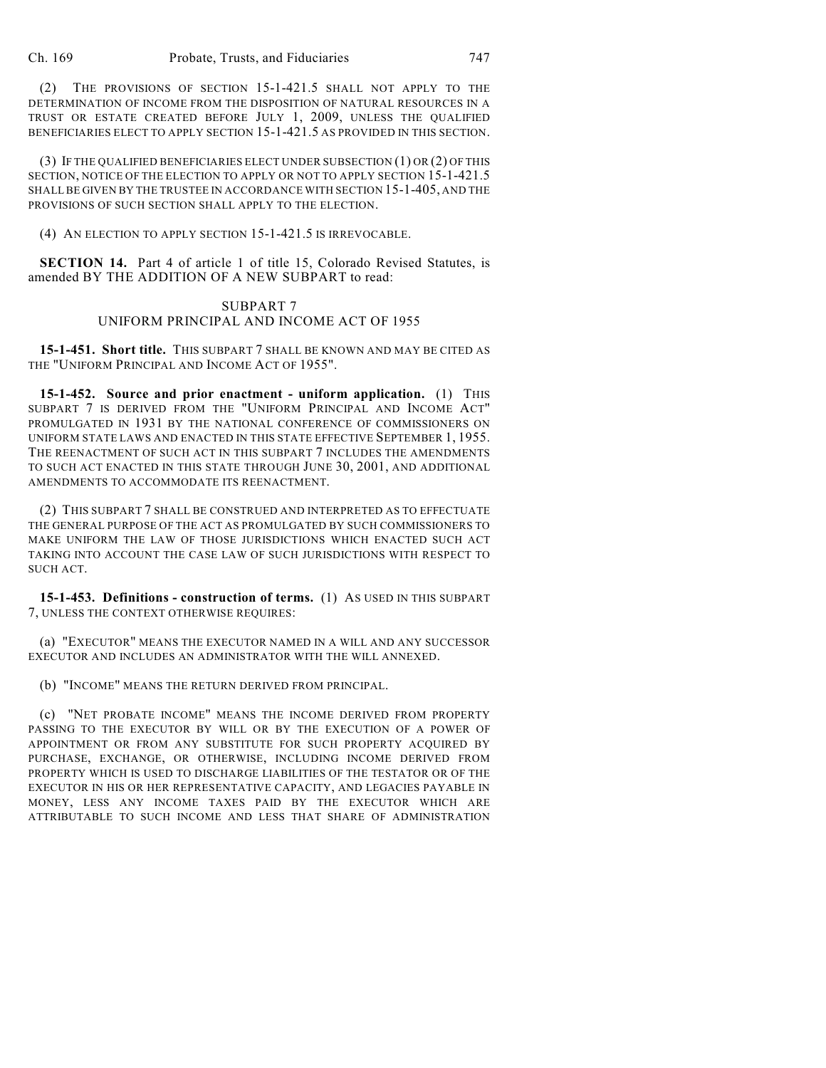(2) THE PROVISIONS OF SECTION 15-1-421.5 SHALL NOT APPLY TO THE DETERMINATION OF INCOME FROM THE DISPOSITION OF NATURAL RESOURCES IN A TRUST OR ESTATE CREATED BEFORE JULY 1, 2009, UNLESS THE QUALIFIED BENEFICIARIES ELECT TO APPLY SECTION 15-1-421.5 AS PROVIDED IN THIS SECTION.

(3) IF THE QUALIFIED BENEFICIARIES ELECT UNDER SUBSECTION (1) OR (2) OF THIS SECTION, NOTICE OF THE ELECTION TO APPLY OR NOT TO APPLY SECTION 15-1-421.5 SHALL BE GIVEN BY THE TRUSTEE IN ACCORDANCE WITH SECTION 15-1-405, AND THE PROVISIONS OF SUCH SECTION SHALL APPLY TO THE ELECTION.

(4) AN ELECTION TO APPLY SECTION 15-1-421.5 IS IRREVOCABLE.

**SECTION 14.** Part 4 of article 1 of title 15, Colorado Revised Statutes, is amended BY THE ADDITION OF A NEW SUBPART to read:

SUBPART 7
UNIFORM PRINCIPAL AND INCOME ACT OF 1955

**15-1-451. Short title.** THIS SUBPART 7 SHALL BE KNOWN AND MAY BE CITED AS THE "UNIFORM PRINCIPAL AND INCOME ACT OF 1955".

**15-1-452. Source and prior enactment - uniform application.** (1) THIS SUBPART 7 IS DERIVED FROM THE "UNIFORM PRINCIPAL AND INCOME ACT" PROMULGATED IN 1931 BY THE NATIONAL CONFERENCE OF COMMISSIONERS ON UNIFORM STATE LAWS AND ENACTED IN THIS STATE EFFECTIVE SEPTEMBER 1, 1955. THE REENACTMENT OF SUCH ACT IN THIS SUBPART 7 INCLUDES THE AMENDMENTS TO SUCH ACT ENACTED IN THIS STATE THROUGH JUNE 30, 2001, AND ADDITIONAL AMENDMENTS TO ACCOMMODATE ITS REENACTMENT.

(2) THIS SUBPART 7 SHALL BE CONSTRUED AND INTERPRETED AS TO EFFECTUATE THE GENERAL PURPOSE OF THE ACT AS PROMULGATED BY SUCH COMMISSIONERS TO MAKE UNIFORM THE LAW OF THOSE JURISDICTIONS WHICH ENACTED SUCH ACT TAKING INTO ACCOUNT THE CASE LAW OF SUCH JURISDICTIONS WITH RESPECT TO SUCH ACT.

**15-1-453. Definitions - construction of terms.** (1) AS USED IN THIS SUBPART 7, UNLESS THE CONTEXT OTHERWISE REQUIRES:

(a) "EXECUTOR" MEANS THE EXECUTOR NAMED IN A WILL AND ANY SUCCESSOR EXECUTOR AND INCLUDES AN ADMINISTRATOR WITH THE WILL ANNEXED.

(b) "INCOME" MEANS THE RETURN DERIVED FROM PRINCIPAL.

(c) "NET PROBATE INCOME" MEANS THE INCOME DERIVED FROM PROPERTY PASSING TO THE EXECUTOR BY WILL OR BY THE EXECUTION OF A POWER OF APPOINTMENT OR FROM ANY SUBSTITUTE FOR SUCH PROPERTY ACQUIRED BY PURCHASE, EXCHANGE, OR OTHERWISE, INCLUDING INCOME DERIVED FROM PROPERTY WHICH IS USED TO DISCHARGE LIABILITIES OF THE TESTATOR OR OF THE EXECUTOR IN HIS OR HER REPRESENTATIVE CAPACITY, AND LEGACIES PAYABLE IN MONEY, LESS ANY INCOME TAXES PAID BY THE EXECUTOR WHICH ARE ATTRIBUTABLE TO SUCH INCOME AND LESS THAT SHARE OF ADMINISTRATION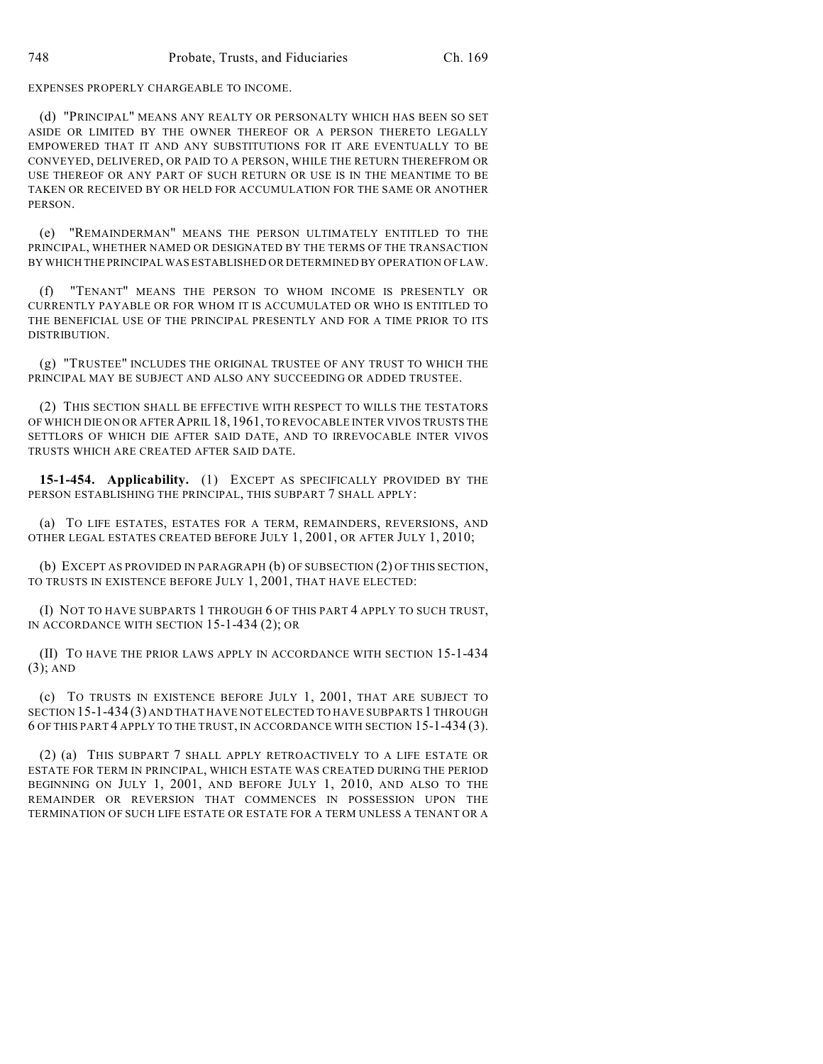EXPENSES PROPERLY CHARGEABLE TO INCOME.

(d) "PRINCIPAL" MEANS ANY REALTY OR PERSONALTY WHICH HAS BEEN SO SET ASIDE OR LIMITED BY THE OWNER THEREOF OR A PERSON THERETO LEGALLY EMPOWERED THAT IT AND ANY SUBSTITUTIONS FOR IT ARE EVENTUALLY TO BE CONVEYED, DELIVERED, OR PAID TO A PERSON, WHILE THE RETURN THEREFROM OR USE THEREOF OR ANY PART OF SUCH RETURN OR USE IS IN THE MEANTIME TO BE TAKEN OR RECEIVED BY OR HELD FOR ACCUMULATION FOR THE SAME OR ANOTHER PERSON.

(e) "REMAINDERMAN" MEANS THE PERSON ULTIMATELY ENTITLED TO THE PRINCIPAL, WHETHER NAMED OR DESIGNATED BY THE TERMS OF THE TRANSACTION BY WHICH THE PRINCIPAL WAS ESTABLISHED OR DETERMINED BY OPERATION OF LAW.

(f) "TENANT" MEANS THE PERSON TO WHOM INCOME IS PRESENTLY OR CURRENTLY PAYABLE OR FOR WHOM IT IS ACCUMULATED OR WHO IS ENTITLED TO THE BENEFICIAL USE OF THE PRINCIPAL PRESENTLY AND FOR A TIME PRIOR TO ITS DISTRIBUTION.

(g) "TRUSTEE" INCLUDES THE ORIGINAL TRUSTEE OF ANY TRUST TO WHICH THE PRINCIPAL MAY BE SUBJECT AND ALSO ANY SUCCEEDING OR ADDED TRUSTEE.

(2) THIS SECTION SHALL BE EFFECTIVE WITH RESPECT TO WILLS THE TESTATORS OF WHICH DIE ON OR AFTER APRIL 18, 1961, TO REVOCABLE INTER VIVOS TRUSTS THE SETTLORS OF WHICH DIE AFTER SAID DATE, AND TO IRREVOCABLE INTER VIVOS TRUSTS WHICH ARE CREATED AFTER SAID DATE.

**15-1-454. Applicability.** (1) EXCEPT AS SPECIFICALLY PROVIDED BY THE PERSON ESTABLISHING THE PRINCIPAL, THIS SUBPART 7 SHALL APPLY:

(a) TO LIFE ESTATES, ESTATES FOR A TERM, REMAINDERS, REVERSIONS, AND OTHER LEGAL ESTATES CREATED BEFORE JULY 1, 2001, OR AFTER JULY 1, 2010;

(b) EXCEPT AS PROVIDED IN PARAGRAPH (b) OF SUBSECTION (2) OF THIS SECTION, TO TRUSTS IN EXISTENCE BEFORE JULY 1, 2001, THAT HAVE ELECTED:

(I) NOT TO HAVE SUBPARTS 1 THROUGH 6 OF THIS PART 4 APPLY TO SUCH TRUST, IN ACCORDANCE WITH SECTION 15-1-434 (2); OR

(II) TO HAVE THE PRIOR LAWS APPLY IN ACCORDANCE WITH SECTION 15-1-434 (3); AND

(c) TO TRUSTS IN EXISTENCE BEFORE JULY 1, 2001, THAT ARE SUBJECT TO SECTION 15-1-434 (3) AND THAT HAVE NOT ELECTED TO HAVE SUBPARTS 1 THROUGH 6 OF THIS PART 4 APPLY TO THE TRUST, IN ACCORDANCE WITH SECTION 15-1-434 (3).

(2) (a) THIS SUBPART 7 SHALL APPLY RETROACTIVELY TO A LIFE ESTATE OR ESTATE FOR TERM IN PRINCIPAL, WHICH ESTATE WAS CREATED DURING THE PERIOD BEGINNING ON JULY 1, 2001, AND BEFORE JULY 1, 2010, AND ALSO TO THE REMAINDER OR REVERSION THAT COMMENCES IN POSSESSION UPON THE TERMINATION OF SUCH LIFE ESTATE OR ESTATE FOR A TERM UNLESS A TENANT OR A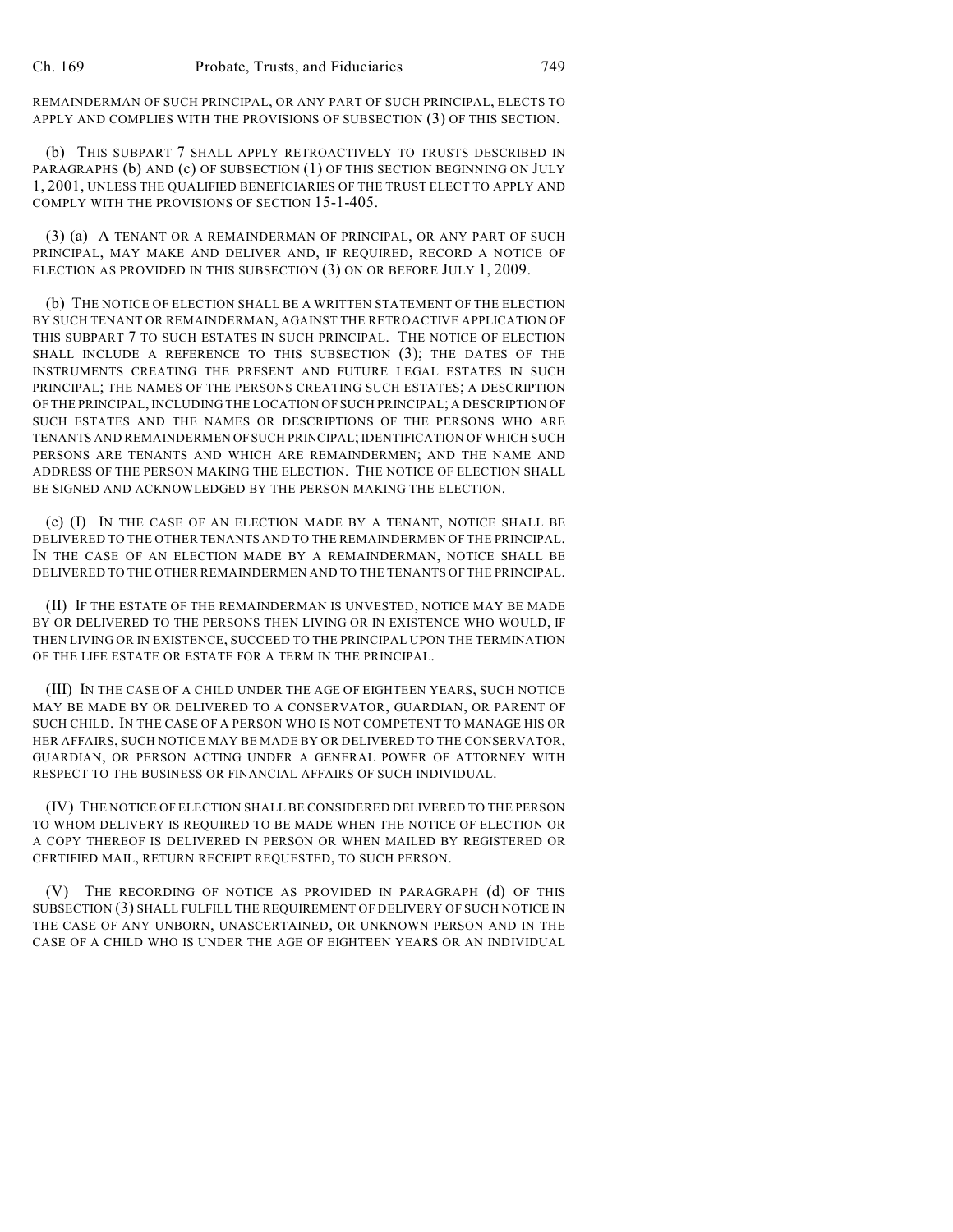REMAINDERMAN OF SUCH PRINCIPAL, OR ANY PART OF SUCH PRINCIPAL, ELECTS TO APPLY AND COMPLIES WITH THE PROVISIONS OF SUBSECTION (3) OF THIS SECTION.

(b) THIS SUBPART 7 SHALL APPLY RETROACTIVELY TO TRUSTS DESCRIBED IN PARAGRAPHS (b) AND (c) OF SUBSECTION (1) OF THIS SECTION BEGINNING ON JULY 1, 2001, UNLESS THE QUALIFIED BENEFICIARIES OF THE TRUST ELECT TO APPLY AND COMPLY WITH THE PROVISIONS OF SECTION 15-1-405.

(3) (a) A TENANT OR A REMAINDERMAN OF PRINCIPAL, OR ANY PART OF SUCH PRINCIPAL, MAY MAKE AND DELIVER AND, IF REQUIRED, RECORD A NOTICE OF ELECTION AS PROVIDED IN THIS SUBSECTION (3) ON OR BEFORE JULY 1, 2009.

(b) THE NOTICE OF ELECTION SHALL BE A WRITTEN STATEMENT OF THE ELECTION BY SUCH TENANT OR REMAINDERMAN, AGAINST THE RETROACTIVE APPLICATION OF THIS SUBPART 7 TO SUCH ESTATES IN SUCH PRINCIPAL. THE NOTICE OF ELECTION SHALL INCLUDE A REFERENCE TO THIS SUBSECTION (3); THE DATES OF THE INSTRUMENTS CREATING THE PRESENT AND FUTURE LEGAL ESTATES IN SUCH PRINCIPAL; THE NAMES OF THE PERSONS CREATING SUCH ESTATES; A DESCRIPTION OF THE PRINCIPAL, INCLUDING THE LOCATION OF SUCH PRINCIPAL; A DESCRIPTION OF SUCH ESTATES AND THE NAMES OR DESCRIPTIONS OF THE PERSONS WHO ARE TENANTS AND REMAINDERMEN OF SUCH PRINCIPAL; IDENTIFICATION OF WHICH SUCH PERSONS ARE TENANTS AND WHICH ARE REMAINDERMEN; AND THE NAME AND ADDRESS OF THE PERSON MAKING THE ELECTION. THE NOTICE OF ELECTION SHALL BE SIGNED AND ACKNOWLEDGED BY THE PERSON MAKING THE ELECTION.

(c) (I) IN THE CASE OF AN ELECTION MADE BY A TENANT, NOTICE SHALL BE DELIVERED TO THE OTHER TENANTS AND TO THE REMAINDERMEN OF THE PRINCIPAL. IN THE CASE OF AN ELECTION MADE BY A REMAINDERMAN, NOTICE SHALL BE DELIVERED TO THE OTHER REMAINDERMEN AND TO THE TENANTS OF THE PRINCIPAL.

(II) IF THE ESTATE OF THE REMAINDERMAN IS UNVESTED, NOTICE MAY BE MADE BY OR DELIVERED TO THE PERSONS THEN LIVING OR IN EXISTENCE WHO WOULD, IF THEN LIVING OR IN EXISTENCE, SUCCEED TO THE PRINCIPAL UPON THE TERMINATION OF THE LIFE ESTATE OR ESTATE FOR A TERM IN THE PRINCIPAL.

(III) IN THE CASE OF A CHILD UNDER THE AGE OF EIGHTEEN YEARS, SUCH NOTICE MAY BE MADE BY OR DELIVERED TO A CONSERVATOR, GUARDIAN, OR PARENT OF SUCH CHILD. IN THE CASE OF A PERSON WHO IS NOT COMPETENT TO MANAGE HIS OR HER AFFAIRS, SUCH NOTICE MAY BE MADE BY OR DELIVERED TO THE CONSERVATOR, GUARDIAN, OR PERSON ACTING UNDER A GENERAL POWER OF ATTORNEY WITH RESPECT TO THE BUSINESS OR FINANCIAL AFFAIRS OF SUCH INDIVIDUAL.

(IV) THE NOTICE OF ELECTION SHALL BE CONSIDERED DELIVERED TO THE PERSON TO WHOM DELIVERY IS REQUIRED TO BE MADE WHEN THE NOTICE OF ELECTION OR A COPY THEREOF IS DELIVERED IN PERSON OR WHEN MAILED BY REGISTERED OR CERTIFIED MAIL, RETURN RECEIPT REQUESTED, TO SUCH PERSON.

(V) THE RECORDING OF NOTICE AS PROVIDED IN PARAGRAPH (d) OF THIS SUBSECTION (3) SHALL FULFILL THE REQUIREMENT OF DELIVERY OF SUCH NOTICE IN THE CASE OF ANY UNBORN, UNASCERTAINED, OR UNKNOWN PERSON AND IN THE CASE OF A CHILD WHO IS UNDER THE AGE OF EIGHTEEN YEARS OR AN INDIVIDUAL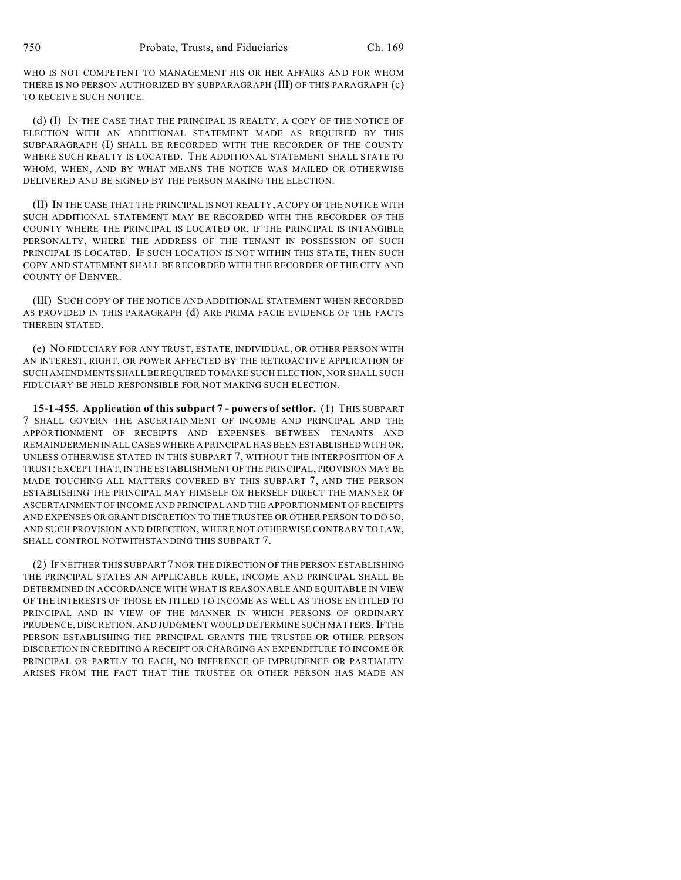WHO IS NOT COMPETENT TO MANAGEMENT HIS OR HER AFFAIRS AND FOR WHOM THERE IS NO PERSON AUTHORIZED BY SUBPARAGRAPH (III) OF THIS PARAGRAPH (c) TO RECEIVE SUCH NOTICE.

(d) (I) IN THE CASE THAT THE PRINCIPAL IS REALTY, A COPY OF THE NOTICE OF ELECTION WITH AN ADDITIONAL STATEMENT MADE AS REQUIRED BY THIS SUBPARAGRAPH (I) SHALL BE RECORDED WITH THE RECORDER OF THE COUNTY WHERE SUCH REALTY IS LOCATED. THE ADDITIONAL STATEMENT SHALL STATE TO WHOM, WHEN, AND BY WHAT MEANS THE NOTICE WAS MAILED OR OTHERWISE DELIVERED AND BE SIGNED BY THE PERSON MAKING THE ELECTION.

(II) IN THE CASE THAT THE PRINCIPAL IS NOT REALTY, A COPY OF THE NOTICE WITH SUCH ADDITIONAL STATEMENT MAY BE RECORDED WITH THE RECORDER OF THE COUNTY WHERE THE PRINCIPAL IS LOCATED OR, IF THE PRINCIPAL IS INTANGIBLE PERSONALTY, WHERE THE ADDRESS OF THE TENANT IN POSSESSION OF SUCH PRINCIPAL IS LOCATED. IF SUCH LOCATION IS NOT WITHIN THIS STATE, THEN SUCH COPY AND STATEMENT SHALL BE RECORDED WITH THE RECORDER OF THE CITY AND COUNTY OF DENVER.

(III) SUCH COPY OF THE NOTICE AND ADDITIONAL STATEMENT WHEN RECORDED AS PROVIDED IN THIS PARAGRAPH (d) ARE PRIMA FACIE EVIDENCE OF THE FACTS THEREIN STATED.

(e) NO FIDUCIARY FOR ANY TRUST, ESTATE, INDIVIDUAL, OR OTHER PERSON WITH AN INTEREST, RIGHT, OR POWER AFFECTED BY THE RETROACTIVE APPLICATION OF SUCH AMENDMENTS SHALL BE REQUIRED TO MAKE SUCH ELECTION, NOR SHALL SUCH FIDUCIARY BE HELD RESPONSIBLE FOR NOT MAKING SUCH ELECTION.

**15-1-455. Application of this subpart 7 - powers of settlor.** (1) THIS SUBPART 7 SHALL GOVERN THE ASCERTAINMENT OF INCOME AND PRINCIPAL AND THE APPORTIONMENT OF RECEIPTS AND EXPENSES BETWEEN TENANTS AND REMAINDERMEN IN ALL CASES WHERE A PRINCIPAL HAS BEEN ESTABLISHED WITH OR, UNLESS OTHERWISE STATED IN THIS SUBPART 7, WITHOUT THE INTERPOSITION OF A TRUST; EXCEPT THAT, IN THE ESTABLISHMENT OF THE PRINCIPAL, PROVISION MAY BE MADE TOUCHING ALL MATTERS COVERED BY THIS SUBPART 7, AND THE PERSON ESTABLISHING THE PRINCIPAL MAY HIMSELF OR HERSELF DIRECT THE MANNER OF ASCERTAINMENT OF INCOME AND PRINCIPAL AND THE APPORTIONMENT OF RECEIPTS AND EXPENSES OR GRANT DISCRETION TO THE TRUSTEE OR OTHER PERSON TO DO SO, AND SUCH PROVISION AND DIRECTION, WHERE NOT OTHERWISE CONTRARY TO LAW, SHALL CONTROL NOTWITHSTANDING THIS SUBPART 7.

(2) IF NEITHER THIS SUBPART 7 NOR THE DIRECTION OF THE PERSON ESTABLISHING THE PRINCIPAL STATES AN APPLICABLE RULE, INCOME AND PRINCIPAL SHALL BE DETERMINED IN ACCORDANCE WITH WHAT IS REASONABLE AND EQUITABLE IN VIEW OF THE INTERESTS OF THOSE ENTITLED TO INCOME AS WELL AS THOSE ENTITLED TO PRINCIPAL AND IN VIEW OF THE MANNER IN WHICH PERSONS OF ORDINARY PRUDENCE, DISCRETION, AND JUDGMENT WOULD DETERMINE SUCH MATTERS. IF THE PERSON ESTABLISHING THE PRINCIPAL GRANTS THE TRUSTEE OR OTHER PERSON DISCRETION IN CREDITING A RECEIPT OR CHARGING AN EXPENDITURE TO INCOME OR PRINCIPAL OR PARTLY TO EACH, NO INFERENCE OF IMPRUDENCE OR PARTIALITY ARISES FROM THE FACT THAT THE TRUSTEE OR OTHER PERSON HAS MADE AN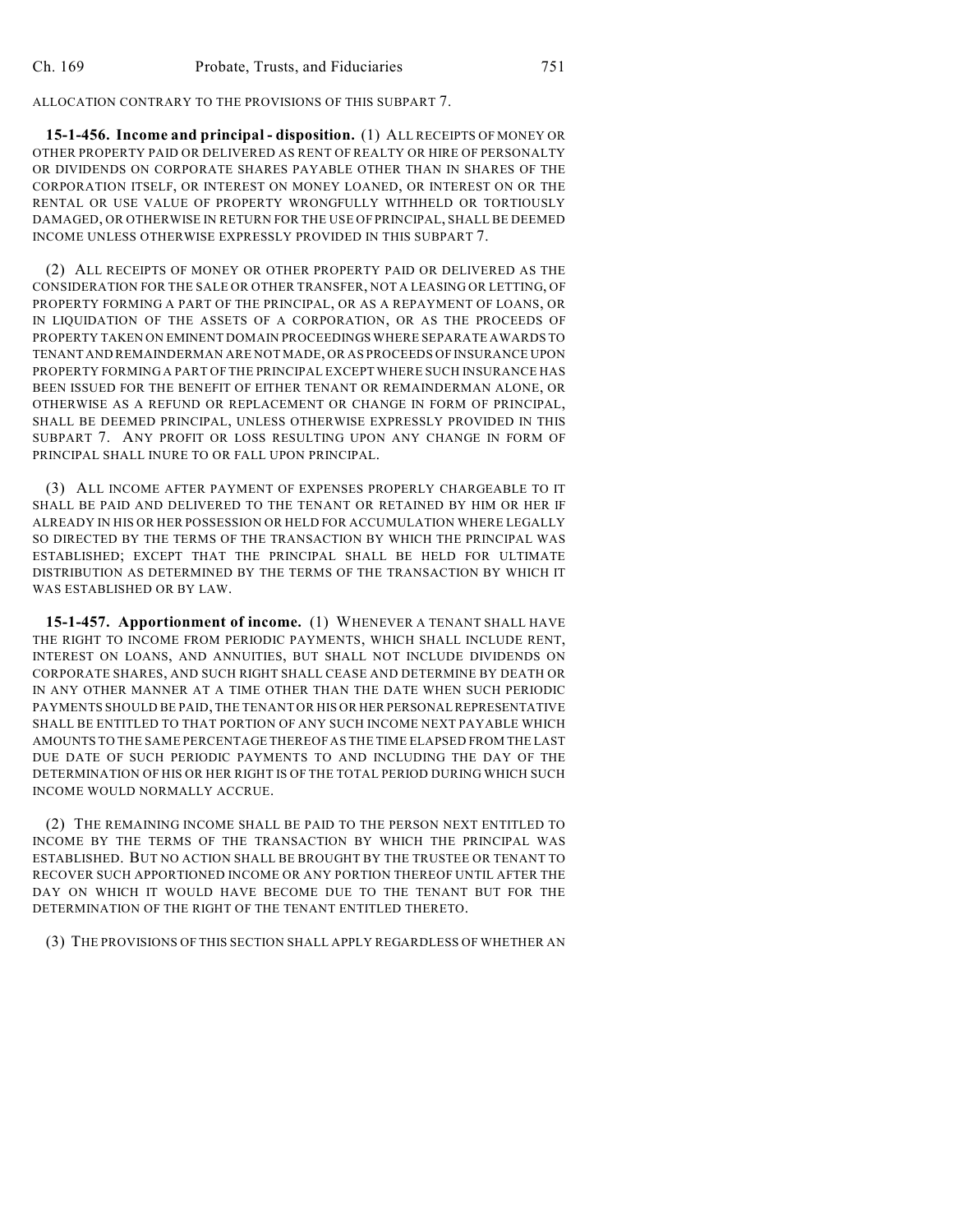ALLOCATION CONTRARY TO THE PROVISIONS OF THIS SUBPART 7.

**15-1-456. Income and principal - disposition.** (1) ALL RECEIPTS OF MONEY OR OTHER PROPERTY PAID OR DELIVERED AS RENT OF REALTY OR HIRE OF PERSONALTY OR DIVIDENDS ON CORPORATE SHARES PAYABLE OTHER THAN IN SHARES OF THE CORPORATION ITSELF, OR INTEREST ON MONEY LOANED, OR INTEREST ON OR THE RENTAL OR USE VALUE OF PROPERTY WRONGFULLY WITHHELD OR TORTIOUSLY DAMAGED, OR OTHERWISE IN RETURN FOR THE USE OF PRINCIPAL, SHALL BE DEEMED INCOME UNLESS OTHERWISE EXPRESSLY PROVIDED IN THIS SUBPART 7.

(2) ALL RECEIPTS OF MONEY OR OTHER PROPERTY PAID OR DELIVERED AS THE CONSIDERATION FOR THE SALE OR OTHER TRANSFER, NOT A LEASING OR LETTING, OF PROPERTY FORMING A PART OF THE PRINCIPAL, OR AS A REPAYMENT OF LOANS, OR IN LIQUIDATION OF THE ASSETS OF A CORPORATION, OR AS THE PROCEEDS OF PROPERTY TAKEN ON EMINENT DOMAIN PROCEEDINGS WHERE SEPARATE AWARDS TO TENANT AND REMAINDERMAN ARE NOT MADE, OR AS PROCEEDS OF INSURANCE UPON PROPERTY FORMING A PART OF THE PRINCIPAL EXCEPT WHERE SUCH INSURANCE HAS BEEN ISSUED FOR THE BENEFIT OF EITHER TENANT OR REMAINDERMAN ALONE, OR OTHERWISE AS A REFUND OR REPLACEMENT OR CHANGE IN FORM OF PRINCIPAL, SHALL BE DEEMED PRINCIPAL, UNLESS OTHERWISE EXPRESSLY PROVIDED IN THIS SUBPART 7. ANY PROFIT OR LOSS RESULTING UPON ANY CHANGE IN FORM OF PRINCIPAL SHALL INURE TO OR FALL UPON PRINCIPAL.

(3) ALL INCOME AFTER PAYMENT OF EXPENSES PROPERLY CHARGEABLE TO IT SHALL BE PAID AND DELIVERED TO THE TENANT OR RETAINED BY HIM OR HER IF ALREADY IN HIS OR HER POSSESSION OR HELD FOR ACCUMULATION WHERE LEGALLY SO DIRECTED BY THE TERMS OF THE TRANSACTION BY WHICH THE PRINCIPAL WAS ESTABLISHED; EXCEPT THAT THE PRINCIPAL SHALL BE HELD FOR ULTIMATE DISTRIBUTION AS DETERMINED BY THE TERMS OF THE TRANSACTION BY WHICH IT WAS ESTABLISHED OR BY LAW.

**15-1-457. Apportionment of income.** (1) WHENEVER A TENANT SHALL HAVE THE RIGHT TO INCOME FROM PERIODIC PAYMENTS, WHICH SHALL INCLUDE RENT, INTEREST ON LOANS, AND ANNUITIES, BUT SHALL NOT INCLUDE DIVIDENDS ON CORPORATE SHARES, AND SUCH RIGHT SHALL CEASE AND DETERMINE BY DEATH OR IN ANY OTHER MANNER AT A TIME OTHER THAN THE DATE WHEN SUCH PERIODIC PAYMENTS SHOULD BE PAID, THE TENANT OR HIS OR HER PERSONAL REPRESENTATIVE SHALL BE ENTITLED TO THAT PORTION OF ANY SUCH INCOME NEXT PAYABLE WHICH AMOUNTS TO THE SAME PERCENTAGE THEREOF AS THE TIME ELAPSED FROM THE LAST DUE DATE OF SUCH PERIODIC PAYMENTS TO AND INCLUDING THE DAY OF THE DETERMINATION OF HIS OR HER RIGHT IS OF THE TOTAL PERIOD DURING WHICH SUCH INCOME WOULD NORMALLY ACCRUE.

(2) THE REMAINING INCOME SHALL BE PAID TO THE PERSON NEXT ENTITLED TO INCOME BY THE TERMS OF THE TRANSACTION BY WHICH THE PRINCIPAL WAS ESTABLISHED. BUT NO ACTION SHALL BE BROUGHT BY THE TRUSTEE OR TENANT TO RECOVER SUCH APPORTIONED INCOME OR ANY PORTION THEREOF UNTIL AFTER THE DAY ON WHICH IT WOULD HAVE BECOME DUE TO THE TENANT BUT FOR THE DETERMINATION OF THE RIGHT OF THE TENANT ENTITLED THERETO.

(3) THE PROVISIONS OF THIS SECTION SHALL APPLY REGARDLESS OF WHETHER AN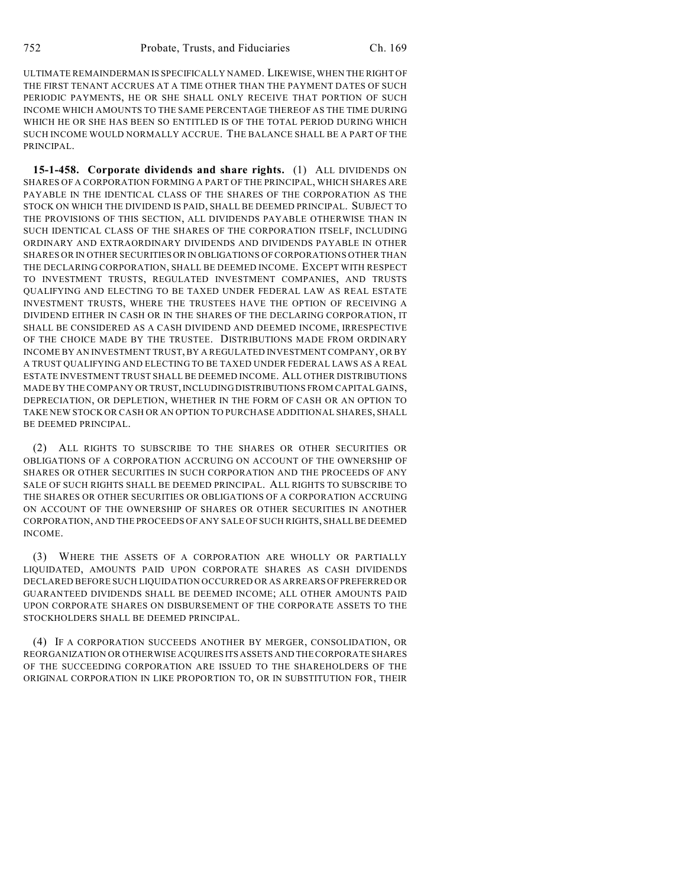ULTIMATE REMAINDERMAN IS SPECIFICALLY NAMED. LIKEWISE, WHEN THE RIGHT OF THE FIRST TENANT ACCRUES AT A TIME OTHER THAN THE PAYMENT DATES OF SUCH PERIODIC PAYMENTS, HE OR SHE SHALL ONLY RECEIVE THAT PORTION OF SUCH INCOME WHICH AMOUNTS TO THE SAME PERCENTAGE THEREOF AS THE TIME DURING WHICH HE OR SHE HAS BEEN SO ENTITLED IS OF THE TOTAL PERIOD DURING WHICH SUCH INCOME WOULD NORMALLY ACCRUE. THE BALANCE SHALL BE A PART OF THE PRINCIPAL.

**15-1-458. Corporate dividends and share rights.** (1) ALL DIVIDENDS ON SHARES OF A CORPORATION FORMING A PART OF THE PRINCIPAL, WHICH SHARES ARE PAYABLE IN THE IDENTICAL CLASS OF THE SHARES OF THE CORPORATION AS THE STOCK ON WHICH THE DIVIDEND IS PAID, SHALL BE DEEMED PRINCIPAL. SUBJECT TO THE PROVISIONS OF THIS SECTION, ALL DIVIDENDS PAYABLE OTHERWISE THAN IN SUCH IDENTICAL CLASS OF THE SHARES OF THE CORPORATION ITSELF, INCLUDING ORDINARY AND EXTRAORDINARY DIVIDENDS AND DIVIDENDS PAYABLE IN OTHER SHARES OR IN OTHER SECURITIES OR IN OBLIGATIONS OF CORPORATIONS OTHER THAN THE DECLARING CORPORATION, SHALL BE DEEMED INCOME. EXCEPT WITH RESPECT TO INVESTMENT TRUSTS, REGULATED INVESTMENT COMPANIES, AND TRUSTS QUALIFYING AND ELECTING TO BE TAXED UNDER FEDERAL LAW AS REAL ESTATE INVESTMENT TRUSTS, WHERE THE TRUSTEES HAVE THE OPTION OF RECEIVING A DIVIDEND EITHER IN CASH OR IN THE SHARES OF THE DECLARING CORPORATION, IT SHALL BE CONSIDERED AS A CASH DIVIDEND AND DEEMED INCOME, IRRESPECTIVE OF THE CHOICE MADE BY THE TRUSTEE. DISTRIBUTIONS MADE FROM ORDINARY INCOME BY AN INVESTMENT TRUST, BY A REGULATED INVESTMENT COMPANY, OR BY A TRUST QUALIFYING AND ELECTING TO BE TAXED UNDER FEDERAL LAWS AS A REAL ESTATE INVESTMENT TRUST SHALL BE DEEMED INCOME. ALL OTHER DISTRIBUTIONS MADE BY THE COMPANY OR TRUST, INCLUDING DISTRIBUTIONS FROM CAPITAL GAINS, DEPRECIATION, OR DEPLETION, WHETHER IN THE FORM OF CASH OR AN OPTION TO TAKE NEW STOCK OR CASH OR AN OPTION TO PURCHASE ADDITIONAL SHARES, SHALL BE DEEMED PRINCIPAL.

(2) ALL RIGHTS TO SUBSCRIBE TO THE SHARES OR OTHER SECURITIES OR OBLIGATIONS OF A CORPORATION ACCRUING ON ACCOUNT OF THE OWNERSHIP OF SHARES OR OTHER SECURITIES IN SUCH CORPORATION AND THE PROCEEDS OF ANY SALE OF SUCH RIGHTS SHALL BE DEEMED PRINCIPAL. ALL RIGHTS TO SUBSCRIBE TO THE SHARES OR OTHER SECURITIES OR OBLIGATIONS OF A CORPORATION ACCRUING ON ACCOUNT OF THE OWNERSHIP OF SHARES OR OTHER SECURITIES IN ANOTHER CORPORATION, AND THE PROCEEDS OF ANY SALE OF SUCH RIGHTS, SHALL BE DEEMED INCOME.

(3) WHERE THE ASSETS OF A CORPORATION ARE WHOLLY OR PARTIALLY LIQUIDATED, AMOUNTS PAID UPON CORPORATE SHARES AS CASH DIVIDENDS DECLARED BEFORE SUCH LIQUIDATION OCCURRED OR AS ARREARS OF PREFERRED OR GUARANTEED DIVIDENDS SHALL BE DEEMED INCOME; ALL OTHER AMOUNTS PAID UPON CORPORATE SHARES ON DISBURSEMENT OF THE CORPORATE ASSETS TO THE STOCKHOLDERS SHALL BE DEEMED PRINCIPAL.

(4) IF A CORPORATION SUCCEEDS ANOTHER BY MERGER, CONSOLIDATION, OR REORGANIZATION OR OTHERWISE ACQUIRES ITS ASSETS AND THE CORPORATE SHARES OF THE SUCCEEDING CORPORATION ARE ISSUED TO THE SHAREHOLDERS OF THE ORIGINAL CORPORATION IN LIKE PROPORTION TO, OR IN SUBSTITUTION FOR, THEIR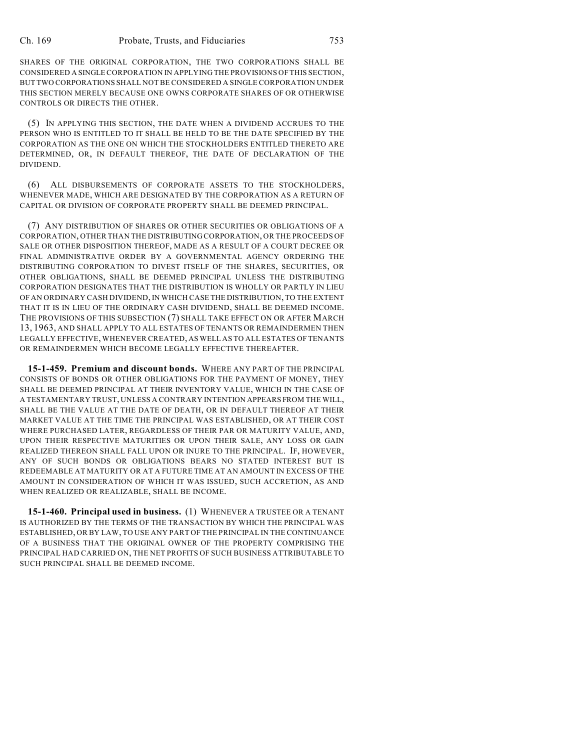SHARES OF THE ORIGINAL CORPORATION, THE TWO CORPORATIONS SHALL BE CONSIDERED A SINGLE CORPORATION IN APPLYING THE PROVISIONS OF THIS SECTION, BUT TWO CORPORATIONS SHALL NOT BE CONSIDERED A SINGLE CORPORATION UNDER THIS SECTION MERELY BECAUSE ONE OWNS CORPORATE SHARES OF OR OTHERWISE CONTROLS OR DIRECTS THE OTHER.

(5) IN APPLYING THIS SECTION, THE DATE WHEN A DIVIDEND ACCRUES TO THE PERSON WHO IS ENTITLED TO IT SHALL BE HELD TO BE THE DATE SPECIFIED BY THE CORPORATION AS THE ONE ON WHICH THE STOCKHOLDERS ENTITLED THERETO ARE DETERMINED, OR, IN DEFAULT THEREOF, THE DATE OF DECLARATION OF THE DIVIDEND.

(6) ALL DISBURSEMENTS OF CORPORATE ASSETS TO THE STOCKHOLDERS, WHENEVER MADE, WHICH ARE DESIGNATED BY THE CORPORATION AS A RETURN OF CAPITAL OR DIVISION OF CORPORATE PROPERTY SHALL BE DEEMED PRINCIPAL.

(7) ANY DISTRIBUTION OF SHARES OR OTHER SECURITIES OR OBLIGATIONS OF A CORPORATION, OTHER THAN THE DISTRIBUTING CORPORATION, OR THE PROCEEDS OF SALE OR OTHER DISPOSITION THEREOF, MADE AS A RESULT OF A COURT DECREE OR FINAL ADMINISTRATIVE ORDER BY A GOVERNMENTAL AGENCY ORDERING THE DISTRIBUTING CORPORATION TO DIVEST ITSELF OF THE SHARES, SECURITIES, OR OTHER OBLIGATIONS, SHALL BE DEEMED PRINCIPAL UNLESS THE DISTRIBUTING CORPORATION DESIGNATES THAT THE DISTRIBUTION IS WHOLLY OR PARTLY IN LIEU OF AN ORDINARY CASH DIVIDEND, IN WHICH CASE THE DISTRIBUTION, TO THE EXTENT THAT IT IS IN LIEU OF THE ORDINARY CASH DIVIDEND, SHALL BE DEEMED INCOME. THE PROVISIONS OF THIS SUBSECTION (7) SHALL TAKE EFFECT ON OR AFTER MARCH 13, 1963, AND SHALL APPLY TO ALL ESTATES OF TENANTS OR REMAINDERMEN THEN LEGALLY EFFECTIVE, WHENEVER CREATED, AS WELL AS TO ALL ESTATES OF TENANTS OR REMAINDERMEN WHICH BECOME LEGALLY EFFECTIVE THEREAFTER.

**15-1-459. Premium and discount bonds.** WHERE ANY PART OF THE PRINCIPAL CONSISTS OF BONDS OR OTHER OBLIGATIONS FOR THE PAYMENT OF MONEY, THEY SHALL BE DEEMED PRINCIPAL AT THEIR INVENTORY VALUE, WHICH IN THE CASE OF A TESTAMENTARY TRUST, UNLESS A CONTRARY INTENTION APPEARS FROM THE WILL, SHALL BE THE VALUE AT THE DATE OF DEATH, OR IN DEFAULT THEREOF AT THEIR MARKET VALUE AT THE TIME THE PRINCIPAL WAS ESTABLISHED, OR AT THEIR COST WHERE PURCHASED LATER, REGARDLESS OF THEIR PAR OR MATURITY VALUE, AND, UPON THEIR RESPECTIVE MATURITIES OR UPON THEIR SALE, ANY LOSS OR GAIN REALIZED THEREON SHALL FALL UPON OR INURE TO THE PRINCIPAL. IF, HOWEVER, ANY OF SUCH BONDS OR OBLIGATIONS BEARS NO STATED INTEREST BUT IS REDEEMABLE AT MATURITY OR AT A FUTURE TIME AT AN AMOUNT IN EXCESS OF THE AMOUNT IN CONSIDERATION OF WHICH IT WAS ISSUED, SUCH ACCRETION, AS AND WHEN REALIZED OR REALIZABLE, SHALL BE INCOME.

**15-1-460. Principal used in business.** (1) WHENEVER A TRUSTEE OR A TENANT IS AUTHORIZED BY THE TERMS OF THE TRANSACTION BY WHICH THE PRINCIPAL WAS ESTABLISHED, OR BY LAW, TO USE ANY PART OF THE PRINCIPAL IN THE CONTINUANCE OF A BUSINESS THAT THE ORIGINAL OWNER OF THE PROPERTY COMPRISING THE PRINCIPAL HAD CARRIED ON, THE NET PROFITS OF SUCH BUSINESS ATTRIBUTABLE TO SUCH PRINCIPAL SHALL BE DEEMED INCOME.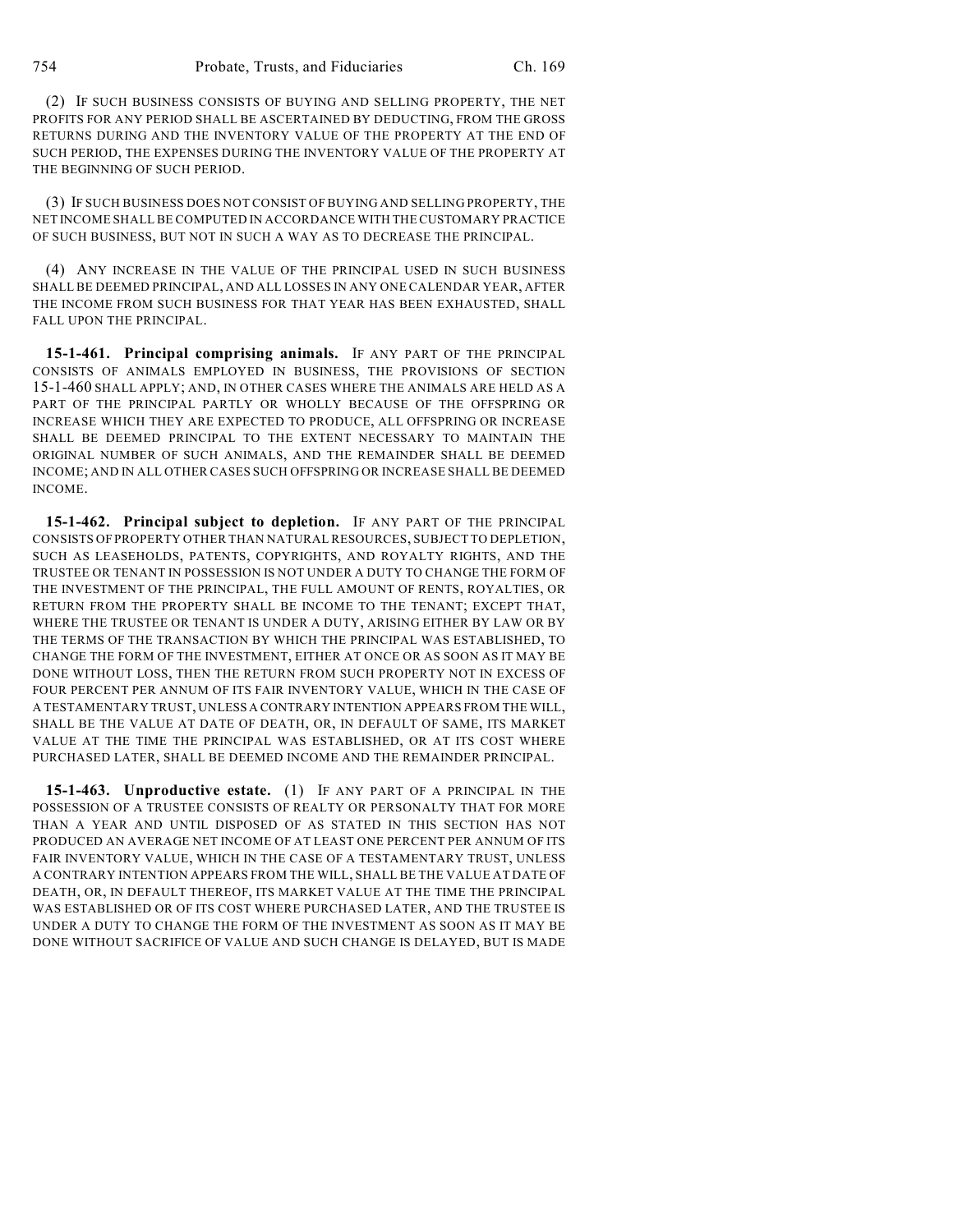(2) IF SUCH BUSINESS CONSISTS OF BUYING AND SELLING PROPERTY, THE NET PROFITS FOR ANY PERIOD SHALL BE ASCERTAINED BY DEDUCTING, FROM THE GROSS RETURNS DURING AND THE INVENTORY VALUE OF THE PROPERTY AT THE END OF SUCH PERIOD, THE EXPENSES DURING THE INVENTORY VALUE OF THE PROPERTY AT THE BEGINNING OF SUCH PERIOD.

(3) IF SUCH BUSINESS DOES NOT CONSIST OF BUYING AND SELLING PROPERTY, THE NET INCOME SHALL BE COMPUTED IN ACCORDANCE WITH THE CUSTOMARY PRACTICE OF SUCH BUSINESS, BUT NOT IN SUCH A WAY AS TO DECREASE THE PRINCIPAL.

(4) ANY INCREASE IN THE VALUE OF THE PRINCIPAL USED IN SUCH BUSINESS SHALL BE DEEMED PRINCIPAL, AND ALL LOSSES IN ANY ONE CALENDAR YEAR, AFTER THE INCOME FROM SUCH BUSINESS FOR THAT YEAR HAS BEEN EXHAUSTED, SHALL FALL UPON THE PRINCIPAL.

**15-1-461. Principal comprising animals.** IF ANY PART OF THE PRINCIPAL CONSISTS OF ANIMALS EMPLOYED IN BUSINESS, THE PROVISIONS OF SECTION 15-1-460 SHALL APPLY; AND, IN OTHER CASES WHERE THE ANIMALS ARE HELD AS A PART OF THE PRINCIPAL PARTLY OR WHOLLY BECAUSE OF THE OFFSPRING OR INCREASE WHICH THEY ARE EXPECTED TO PRODUCE, ALL OFFSPRING OR INCREASE SHALL BE DEEMED PRINCIPAL TO THE EXTENT NECESSARY TO MAINTAIN THE ORIGINAL NUMBER OF SUCH ANIMALS, AND THE REMAINDER SHALL BE DEEMED INCOME; AND IN ALL OTHER CASES SUCH OFFSPRING OR INCREASE SHALL BE DEEMED INCOME.

**15-1-462. Principal subject to depletion.** IF ANY PART OF THE PRINCIPAL CONSISTS OF PROPERTY OTHER THAN NATURAL RESOURCES, SUBJECT TO DEPLETION, SUCH AS LEASEHOLDS, PATENTS, COPYRIGHTS, AND ROYALTY RIGHTS, AND THE TRUSTEE OR TENANT IN POSSESSION IS NOT UNDER A DUTY TO CHANGE THE FORM OF THE INVESTMENT OF THE PRINCIPAL, THE FULL AMOUNT OF RENTS, ROYALTIES, OR RETURN FROM THE PROPERTY SHALL BE INCOME TO THE TENANT; EXCEPT THAT, WHERE THE TRUSTEE OR TENANT IS UNDER A DUTY, ARISING EITHER BY LAW OR BY THE TERMS OF THE TRANSACTION BY WHICH THE PRINCIPAL WAS ESTABLISHED, TO CHANGE THE FORM OF THE INVESTMENT, EITHER AT ONCE OR AS SOON AS IT MAY BE DONE WITHOUT LOSS, THEN THE RETURN FROM SUCH PROPERTY NOT IN EXCESS OF FOUR PERCENT PER ANNUM OF ITS FAIR INVENTORY VALUE, WHICH IN THE CASE OF A TESTAMENTARY TRUST, UNLESS A CONTRARY INTENTION APPEARS FROM THE WILL, SHALL BE THE VALUE AT DATE OF DEATH, OR, IN DEFAULT OF SAME, ITS MARKET VALUE AT THE TIME THE PRINCIPAL WAS ESTABLISHED, OR AT ITS COST WHERE PURCHASED LATER, SHALL BE DEEMED INCOME AND THE REMAINDER PRINCIPAL.

**15-1-463. Unproductive estate.** (1) IF ANY PART OF A PRINCIPAL IN THE POSSESSION OF A TRUSTEE CONSISTS OF REALTY OR PERSONALTY THAT FOR MORE THAN A YEAR AND UNTIL DISPOSED OF AS STATED IN THIS SECTION HAS NOT PRODUCED AN AVERAGE NET INCOME OF AT LEAST ONE PERCENT PER ANNUM OF ITS FAIR INVENTORY VALUE, WHICH IN THE CASE OF A TESTAMENTARY TRUST, UNLESS A CONTRARY INTENTION APPEARS FROM THE WILL, SHALL BE THE VALUE AT DATE OF DEATH, OR, IN DEFAULT THEREOF, ITS MARKET VALUE AT THE TIME THE PRINCIPAL WAS ESTABLISHED OR OF ITS COST WHERE PURCHASED LATER, AND THE TRUSTEE IS UNDER A DUTY TO CHANGE THE FORM OF THE INVESTMENT AS SOON AS IT MAY BE DONE WITHOUT SACRIFICE OF VALUE AND SUCH CHANGE IS DELAYED, BUT IS MADE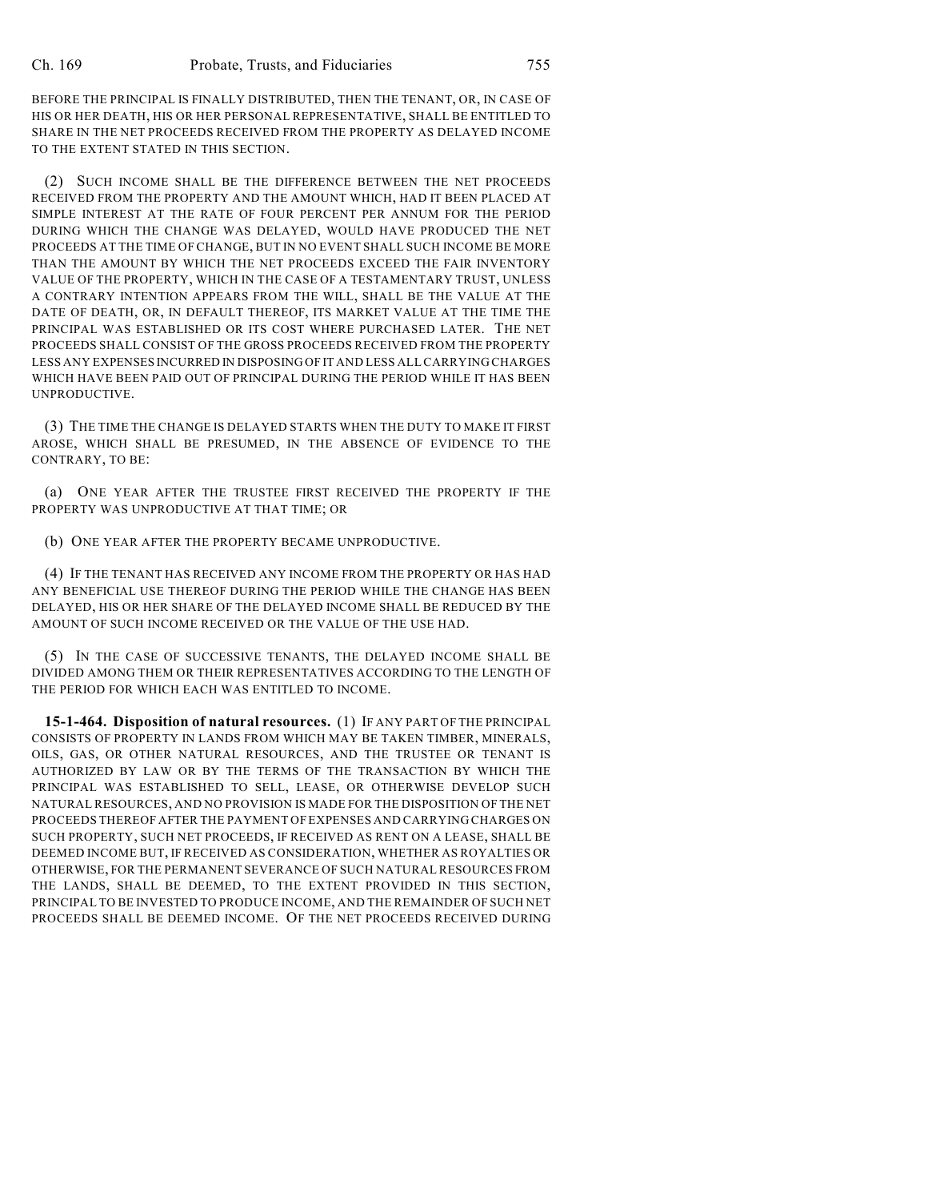BEFORE THE PRINCIPAL IS FINALLY DISTRIBUTED, THEN THE TENANT, OR, IN CASE OF HIS OR HER DEATH, HIS OR HER PERSONAL REPRESENTATIVE, SHALL BE ENTITLED TO SHARE IN THE NET PROCEEDS RECEIVED FROM THE PROPERTY AS DELAYED INCOME TO THE EXTENT STATED IN THIS SECTION.

(2) SUCH INCOME SHALL BE THE DIFFERENCE BETWEEN THE NET PROCEEDS RECEIVED FROM THE PROPERTY AND THE AMOUNT WHICH, HAD IT BEEN PLACED AT SIMPLE INTEREST AT THE RATE OF FOUR PERCENT PER ANNUM FOR THE PERIOD DURING WHICH THE CHANGE WAS DELAYED, WOULD HAVE PRODUCED THE NET PROCEEDS AT THE TIME OF CHANGE, BUT IN NO EVENT SHALL SUCH INCOME BE MORE THAN THE AMOUNT BY WHICH THE NET PROCEEDS EXCEED THE FAIR INVENTORY VALUE OF THE PROPERTY, WHICH IN THE CASE OF A TESTAMENTARY TRUST, UNLESS A CONTRARY INTENTION APPEARS FROM THE WILL, SHALL BE THE VALUE AT THE DATE OF DEATH, OR, IN DEFAULT THEREOF, ITS MARKET VALUE AT THE TIME THE PRINCIPAL WAS ESTABLISHED OR ITS COST WHERE PURCHASED LATER. THE NET PROCEEDS SHALL CONSIST OF THE GROSS PROCEEDS RECEIVED FROM THE PROPERTY LESS ANY EXPENSES INCURRED IN DISPOSING OF IT AND LESS ALL CARRYING CHARGES WHICH HAVE BEEN PAID OUT OF PRINCIPAL DURING THE PERIOD WHILE IT HAS BEEN UNPRODUCTIVE.

(3) THE TIME THE CHANGE IS DELAYED STARTS WHEN THE DUTY TO MAKE IT FIRST AROSE, WHICH SHALL BE PRESUMED, IN THE ABSENCE OF EVIDENCE TO THE CONTRARY, TO BE:

(a) ONE YEAR AFTER THE TRUSTEE FIRST RECEIVED THE PROPERTY IF THE PROPERTY WAS UNPRODUCTIVE AT THAT TIME; OR

(b) ONE YEAR AFTER THE PROPERTY BECAME UNPRODUCTIVE.

(4) IF THE TENANT HAS RECEIVED ANY INCOME FROM THE PROPERTY OR HAS HAD ANY BENEFICIAL USE THEREOF DURING THE PERIOD WHILE THE CHANGE HAS BEEN DELAYED, HIS OR HER SHARE OF THE DELAYED INCOME SHALL BE REDUCED BY THE AMOUNT OF SUCH INCOME RECEIVED OR THE VALUE OF THE USE HAD.

(5) IN THE CASE OF SUCCESSIVE TENANTS, THE DELAYED INCOME SHALL BE DIVIDED AMONG THEM OR THEIR REPRESENTATIVES ACCORDING TO THE LENGTH OF THE PERIOD FOR WHICH EACH WAS ENTITLED TO INCOME.

**15-1-464. Disposition of natural resources.** (1) IF ANY PART OF THE PRINCIPAL CONSISTS OF PROPERTY IN LANDS FROM WHICH MAY BE TAKEN TIMBER, MINERALS, OILS, GAS, OR OTHER NATURAL RESOURCES, AND THE TRUSTEE OR TENANT IS AUTHORIZED BY LAW OR BY THE TERMS OF THE TRANSACTION BY WHICH THE PRINCIPAL WAS ESTABLISHED TO SELL, LEASE, OR OTHERWISE DEVELOP SUCH NATURAL RESOURCES, AND NO PROVISION IS MADE FOR THE DISPOSITION OF THE NET PROCEEDS THEREOF AFTER THE PAYMENT OF EXPENSES AND CARRYING CHARGES ON SUCH PROPERTY, SUCH NET PROCEEDS, IF RECEIVED AS RENT ON A LEASE, SHALL BE DEEMED INCOME BUT, IF RECEIVED AS CONSIDERATION, WHETHER AS ROYALTIES OR OTHERWISE, FOR THE PERMANENT SEVERANCE OF SUCH NATURAL RESOURCES FROM THE LANDS, SHALL BE DEEMED, TO THE EXTENT PROVIDED IN THIS SECTION, PRINCIPAL TO BE INVESTED TO PRODUCE INCOME, AND THE REMAINDER OF SUCH NET PROCEEDS SHALL BE DEEMED INCOME. OF THE NET PROCEEDS RECEIVED DURING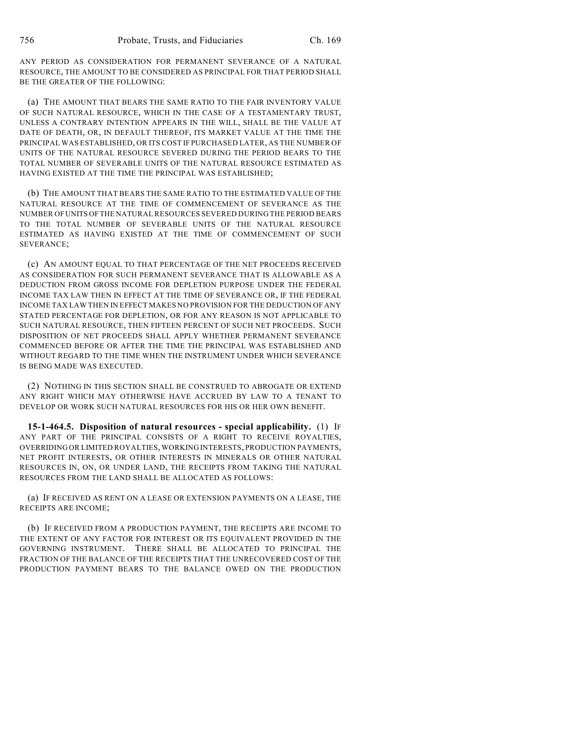ANY PERIOD AS CONSIDERATION FOR PERMANENT SEVERANCE OF A NATURAL RESOURCE, THE AMOUNT TO BE CONSIDERED AS PRINCIPAL FOR THAT PERIOD SHALL BE THE GREATER OF THE FOLLOWING:

(a) THE AMOUNT THAT BEARS THE SAME RATIO TO THE FAIR INVENTORY VALUE OF SUCH NATURAL RESOURCE, WHICH IN THE CASE OF A TESTAMENTARY TRUST, UNLESS A CONTRARY INTENTION APPEARS IN THE WILL, SHALL BE THE VALUE AT DATE OF DEATH, OR, IN DEFAULT THEREOF, ITS MARKET VALUE AT THE TIME THE PRINCIPAL WAS ESTABLISHED, OR ITS COST IF PURCHASED LATER, AS THE NUMBER OF UNITS OF THE NATURAL RESOURCE SEVERED DURING THE PERIOD BEARS TO THE TOTAL NUMBER OF SEVERABLE UNITS OF THE NATURAL RESOURCE ESTIMATED AS HAVING EXISTED AT THE TIME THE PRINCIPAL WAS ESTABLISHED;

(b) THE AMOUNT THAT BEARS THE SAME RATIO TO THE ESTIMATED VALUE OF THE NATURAL RESOURCE AT THE TIME OF COMMENCEMENT OF SEVERANCE AS THE NUMBER OF UNITS OF THE NATURAL RESOURCES SEVERED DURING THE PERIOD BEARS TO THE TOTAL NUMBER OF SEVERABLE UNITS OF THE NATURAL RESOURCE ESTIMATED AS HAVING EXISTED AT THE TIME OF COMMENCEMENT OF SUCH SEVERANCE;

(c) AN AMOUNT EQUAL TO THAT PERCENTAGE OF THE NET PROCEEDS RECEIVED AS CONSIDERATION FOR SUCH PERMANENT SEVERANCE THAT IS ALLOWABLE AS A DEDUCTION FROM GROSS INCOME FOR DEPLETION PURPOSE UNDER THE FEDERAL INCOME TAX LAW THEN IN EFFECT AT THE TIME OF SEVERANCE OR, IF THE FEDERAL INCOME TAX LAW THEN IN EFFECT MAKES NO PROVISION FOR THE DEDUCTION OF ANY STATED PERCENTAGE FOR DEPLETION, OR FOR ANY REASON IS NOT APPLICABLE TO SUCH NATURAL RESOURCE, THEN FIFTEEN PERCENT OF SUCH NET PROCEEDS. SUCH DISPOSITION OF NET PROCEEDS SHALL APPLY WHETHER PERMANENT SEVERANCE COMMENCED BEFORE OR AFTER THE TIME THE PRINCIPAL WAS ESTABLISHED AND WITHOUT REGARD TO THE TIME WHEN THE INSTRUMENT UNDER WHICH SEVERANCE IS BEING MADE WAS EXECUTED.

(2) NOTHING IN THIS SECTION SHALL BE CONSTRUED TO ABROGATE OR EXTEND ANY RIGHT WHICH MAY OTHERWISE HAVE ACCRUED BY LAW TO A TENANT TO DEVELOP OR WORK SUCH NATURAL RESOURCES FOR HIS OR HER OWN BENEFIT.

**15-1-464.5. Disposition of natural resources - special applicability.** (1) IF ANY PART OF THE PRINCIPAL CONSISTS OF A RIGHT TO RECEIVE ROYALTIES, OVERRIDING OR LIMITED ROYALTIES, WORKING INTERESTS, PRODUCTION PAYMENTS, NET PROFIT INTERESTS, OR OTHER INTERESTS IN MINERALS OR OTHER NATURAL RESOURCES IN, ON, OR UNDER LAND, THE RECEIPTS FROM TAKING THE NATURAL RESOURCES FROM THE LAND SHALL BE ALLOCATED AS FOLLOWS:

(a) IF RECEIVED AS RENT ON A LEASE OR EXTENSION PAYMENTS ON A LEASE, THE RECEIPTS ARE INCOME;

(b) IF RECEIVED FROM A PRODUCTION PAYMENT, THE RECEIPTS ARE INCOME TO THE EXTENT OF ANY FACTOR FOR INTEREST OR ITS EQUIVALENT PROVIDED IN THE GOVERNING INSTRUMENT. THERE SHALL BE ALLOCATED TO PRINCIPAL THE FRACTION OF THE BALANCE OF THE RECEIPTS THAT THE UNRECOVERED COST OF THE PRODUCTION PAYMENT BEARS TO THE BALANCE OWED ON THE PRODUCTION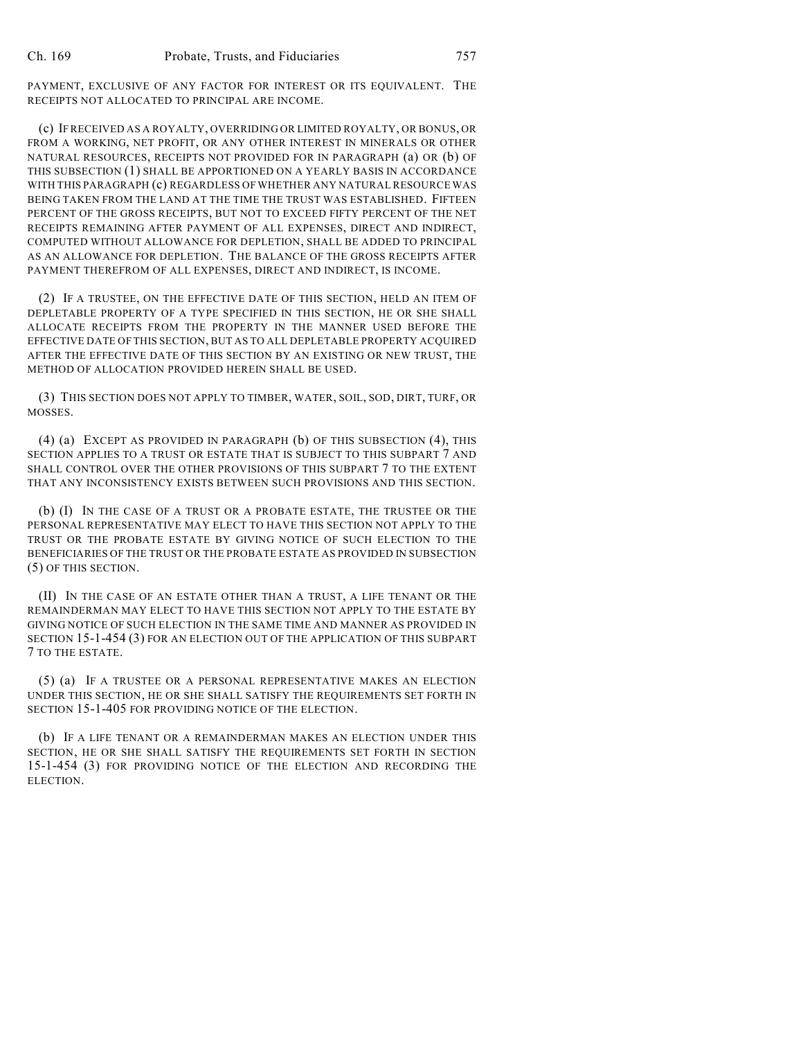PAYMENT, EXCLUSIVE OF ANY FACTOR FOR INTEREST OR ITS EQUIVALENT. THE RECEIPTS NOT ALLOCATED TO PRINCIPAL ARE INCOME.

(c) IF RECEIVED AS A ROYALTY, OVERRIDING OR LIMITED ROYALTY, OR BONUS, OR FROM A WORKING, NET PROFIT, OR ANY OTHER INTEREST IN MINERALS OR OTHER NATURAL RESOURCES, RECEIPTS NOT PROVIDED FOR IN PARAGRAPH (a) OR (b) OF THIS SUBSECTION (1) SHALL BE APPORTIONED ON A YEARLY BASIS IN ACCORDANCE WITH THIS PARAGRAPH (c) REGARDLESS OF WHETHER ANY NATURAL RESOURCE WAS BEING TAKEN FROM THE LAND AT THE TIME THE TRUST WAS ESTABLISHED. FIFTEEN PERCENT OF THE GROSS RECEIPTS, BUT NOT TO EXCEED FIFTY PERCENT OF THE NET RECEIPTS REMAINING AFTER PAYMENT OF ALL EXPENSES, DIRECT AND INDIRECT, COMPUTED WITHOUT ALLOWANCE FOR DEPLETION, SHALL BE ADDED TO PRINCIPAL AS AN ALLOWANCE FOR DEPLETION. THE BALANCE OF THE GROSS RECEIPTS AFTER PAYMENT THEREFROM OF ALL EXPENSES, DIRECT AND INDIRECT, IS INCOME.

(2) IF A TRUSTEE, ON THE EFFECTIVE DATE OF THIS SECTION, HELD AN ITEM OF DEPLETABLE PROPERTY OF A TYPE SPECIFIED IN THIS SECTION, HE OR SHE SHALL ALLOCATE RECEIPTS FROM THE PROPERTY IN THE MANNER USED BEFORE THE EFFECTIVE DATE OF THIS SECTION, BUT AS TO ALL DEPLETABLE PROPERTY ACQUIRED AFTER THE EFFECTIVE DATE OF THIS SECTION BY AN EXISTING OR NEW TRUST, THE METHOD OF ALLOCATION PROVIDED HEREIN SHALL BE USED.

(3) THIS SECTION DOES NOT APPLY TO TIMBER, WATER, SOIL, SOD, DIRT, TURF, OR MOSSES.

(4) (a) EXCEPT AS PROVIDED IN PARAGRAPH (b) OF THIS SUBSECTION (4), THIS SECTION APPLIES TO A TRUST OR ESTATE THAT IS SUBJECT TO THIS SUBPART 7 AND SHALL CONTROL OVER THE OTHER PROVISIONS OF THIS SUBPART 7 TO THE EXTENT THAT ANY INCONSISTENCY EXISTS BETWEEN SUCH PROVISIONS AND THIS SECTION.

(b) (I) IN THE CASE OF A TRUST OR A PROBATE ESTATE, THE TRUSTEE OR THE PERSONAL REPRESENTATIVE MAY ELECT TO HAVE THIS SECTION NOT APPLY TO THE TRUST OR THE PROBATE ESTATE BY GIVING NOTICE OF SUCH ELECTION TO THE BENEFICIARIES OF THE TRUST OR THE PROBATE ESTATE AS PROVIDED IN SUBSECTION (5) OF THIS SECTION.

(II) IN THE CASE OF AN ESTATE OTHER THAN A TRUST, A LIFE TENANT OR THE REMAINDERMAN MAY ELECT TO HAVE THIS SECTION NOT APPLY TO THE ESTATE BY GIVING NOTICE OF SUCH ELECTION IN THE SAME TIME AND MANNER AS PROVIDED IN SECTION 15-1-454 (3) FOR AN ELECTION OUT OF THE APPLICATION OF THIS SUBPART 7 TO THE ESTATE.

(5) (a) IF A TRUSTEE OR A PERSONAL REPRESENTATIVE MAKES AN ELECTION UNDER THIS SECTION, HE OR SHE SHALL SATISFY THE REQUIREMENTS SET FORTH IN SECTION 15-1-405 FOR PROVIDING NOTICE OF THE ELECTION.

(b) IF A LIFE TENANT OR A REMAINDERMAN MAKES AN ELECTION UNDER THIS SECTION, HE OR SHE SHALL SATISFY THE REQUIREMENTS SET FORTH IN SECTION 15-1-454 (3) FOR PROVIDING NOTICE OF THE ELECTION AND RECORDING THE ELECTION.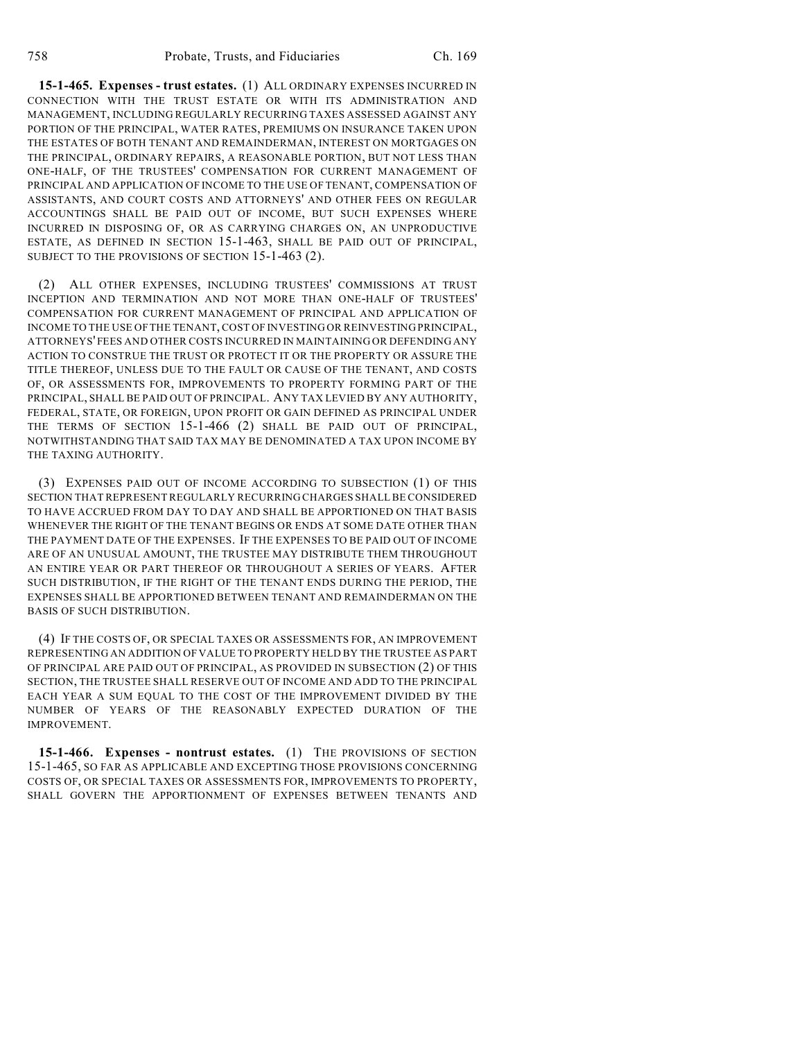**15-1-465. Expenses - trust estates.** (1) ALL ORDINARY EXPENSES INCURRED IN CONNECTION WITH THE TRUST ESTATE OR WITH ITS ADMINISTRATION AND MANAGEMENT, INCLUDING REGULARLY RECURRING TAXES ASSESSED AGAINST ANY PORTION OF THE PRINCIPAL, WATER RATES, PREMIUMS ON INSURANCE TAKEN UPON THE ESTATES OF BOTH TENANT AND REMAINDERMAN, INTEREST ON MORTGAGES ON THE PRINCIPAL, ORDINARY REPAIRS, A REASONABLE PORTION, BUT NOT LESS THAN ONE-HALF, OF THE TRUSTEES' COMPENSATION FOR CURRENT MANAGEMENT OF PRINCIPAL AND APPLICATION OF INCOME TO THE USE OF TENANT, COMPENSATION OF ASSISTANTS, AND COURT COSTS AND ATTORNEYS' AND OTHER FEES ON REGULAR ACCOUNTINGS SHALL BE PAID OUT OF INCOME, BUT SUCH EXPENSES WHERE INCURRED IN DISPOSING OF, OR AS CARRYING CHARGES ON, AN UNPRODUCTIVE ESTATE, AS DEFINED IN SECTION 15-1-463, SHALL BE PAID OUT OF PRINCIPAL, SUBJECT TO THE PROVISIONS OF SECTION 15-1-463 (2).

(2) ALL OTHER EXPENSES, INCLUDING TRUSTEES' COMMISSIONS AT TRUST INCEPTION AND TERMINATION AND NOT MORE THAN ONE-HALF OF TRUSTEES' COMPENSATION FOR CURRENT MANAGEMENT OF PRINCIPAL AND APPLICATION OF INCOME TO THE USE OF THE TENANT, COST OF INVESTING OR REINVESTING PRINCIPAL, ATTORNEYS' FEES AND OTHER COSTS INCURRED IN MAINTAINING OR DEFENDING ANY ACTION TO CONSTRUE THE TRUST OR PROTECT IT OR THE PROPERTY OR ASSURE THE TITLE THEREOF, UNLESS DUE TO THE FAULT OR CAUSE OF THE TENANT, AND COSTS OF, OR ASSESSMENTS FOR, IMPROVEMENTS TO PROPERTY FORMING PART OF THE PRINCIPAL, SHALL BE PAID OUT OF PRINCIPAL. ANY TAX LEVIED BY ANY AUTHORITY, FEDERAL, STATE, OR FOREIGN, UPON PROFIT OR GAIN DEFINED AS PRINCIPAL UNDER THE TERMS OF SECTION 15-1-466 (2) SHALL BE PAID OUT OF PRINCIPAL, NOTWITHSTANDING THAT SAID TAX MAY BE DENOMINATED A TAX UPON INCOME BY THE TAXING AUTHORITY.

(3) EXPENSES PAID OUT OF INCOME ACCORDING TO SUBSECTION (1) OF THIS SECTION THAT REPRESENT REGULARLY RECURRING CHARGES SHALL BE CONSIDERED TO HAVE ACCRUED FROM DAY TO DAY AND SHALL BE APPORTIONED ON THAT BASIS WHENEVER THE RIGHT OF THE TENANT BEGINS OR ENDS AT SOME DATE OTHER THAN THE PAYMENT DATE OF THE EXPENSES. IF THE EXPENSES TO BE PAID OUT OF INCOME ARE OF AN UNUSUAL AMOUNT, THE TRUSTEE MAY DISTRIBUTE THEM THROUGHOUT AN ENTIRE YEAR OR PART THEREOF OR THROUGHOUT A SERIES OF YEARS. AFTER SUCH DISTRIBUTION, IF THE RIGHT OF THE TENANT ENDS DURING THE PERIOD, THE EXPENSES SHALL BE APPORTIONED BETWEEN TENANT AND REMAINDERMAN ON THE BASIS OF SUCH DISTRIBUTION.

(4) IF THE COSTS OF, OR SPECIAL TAXES OR ASSESSMENTS FOR, AN IMPROVEMENT REPRESENTING AN ADDITION OF VALUE TO PROPERTY HELD BY THE TRUSTEE AS PART OF PRINCIPAL ARE PAID OUT OF PRINCIPAL, AS PROVIDED IN SUBSECTION (2) OF THIS SECTION, THE TRUSTEE SHALL RESERVE OUT OF INCOME AND ADD TO THE PRINCIPAL EACH YEAR A SUM EQUAL TO THE COST OF THE IMPROVEMENT DIVIDED BY THE NUMBER OF YEARS OF THE REASONABLY EXPECTED DURATION OF THE IMPROVEMENT.

**15-1-466. Expenses - nontrust estates.** (1) THE PROVISIONS OF SECTION 15-1-465, SO FAR AS APPLICABLE AND EXCEPTING THOSE PROVISIONS CONCERNING COSTS OF, OR SPECIAL TAXES OR ASSESSMENTS FOR, IMPROVEMENTS TO PROPERTY, SHALL GOVERN THE APPORTIONMENT OF EXPENSES BETWEEN TENANTS AND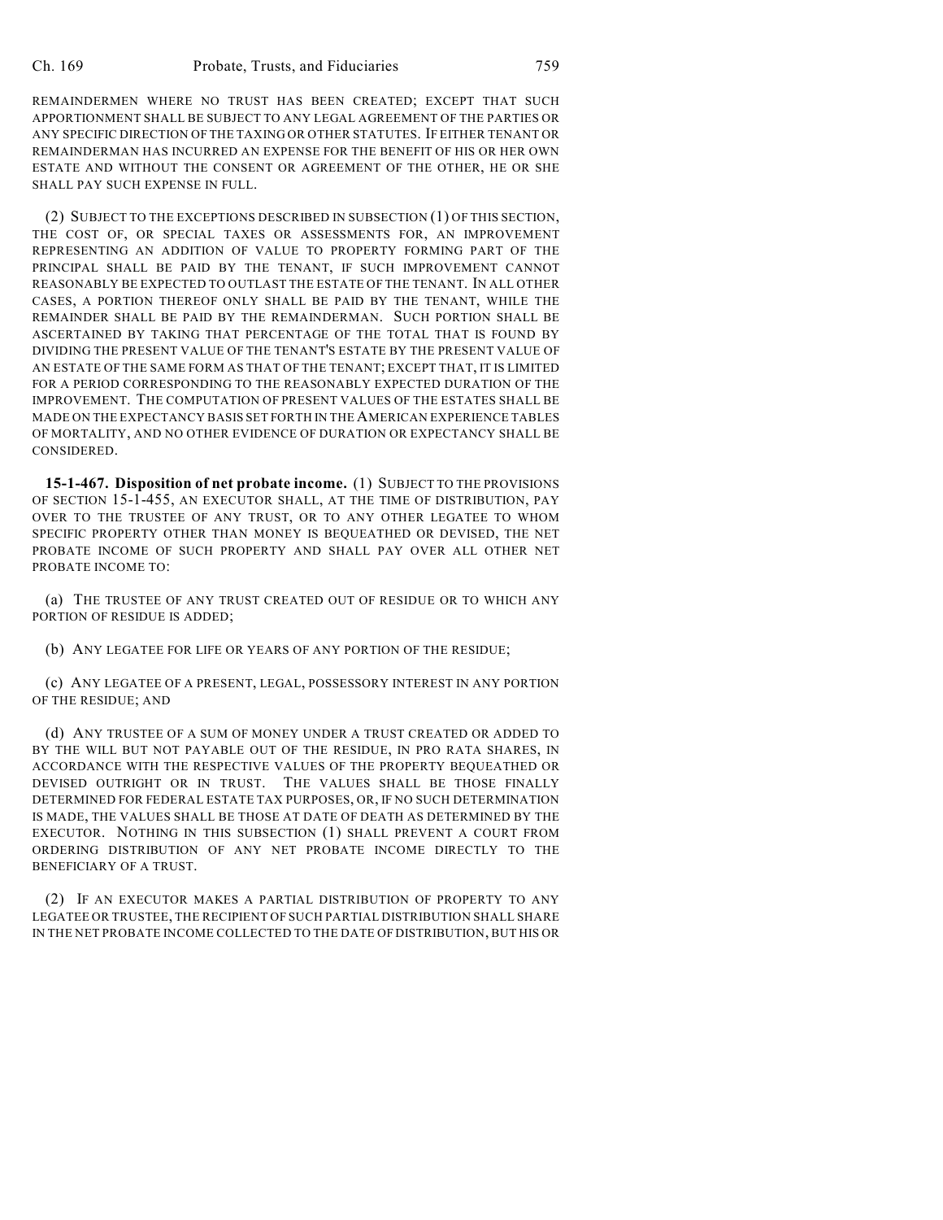REMAINDERMEN WHERE NO TRUST HAS BEEN CREATED; EXCEPT THAT SUCH APPORTIONMENT SHALL BE SUBJECT TO ANY LEGAL AGREEMENT OF THE PARTIES OR ANY SPECIFIC DIRECTION OF THE TAXING OR OTHER STATUTES. IF EITHER TENANT OR REMAINDERMAN HAS INCURRED AN EXPENSE FOR THE BENEFIT OF HIS OR HER OWN ESTATE AND WITHOUT THE CONSENT OR AGREEMENT OF THE OTHER, HE OR SHE SHALL PAY SUCH EXPENSE IN FULL.

(2) SUBJECT TO THE EXCEPTIONS DESCRIBED IN SUBSECTION (1) OF THIS SECTION, THE COST OF, OR SPECIAL TAXES OR ASSESSMENTS FOR, AN IMPROVEMENT REPRESENTING AN ADDITION OF VALUE TO PROPERTY FORMING PART OF THE PRINCIPAL SHALL BE PAID BY THE TENANT, IF SUCH IMPROVEMENT CANNOT REASONABLY BE EXPECTED TO OUTLAST THE ESTATE OF THE TENANT. IN ALL OTHER CASES, A PORTION THEREOF ONLY SHALL BE PAID BY THE TENANT, WHILE THE REMAINDER SHALL BE PAID BY THE REMAINDERMAN. SUCH PORTION SHALL BE ASCERTAINED BY TAKING THAT PERCENTAGE OF THE TOTAL THAT IS FOUND BY DIVIDING THE PRESENT VALUE OF THE TENANT'S ESTATE BY THE PRESENT VALUE OF AN ESTATE OF THE SAME FORM AS THAT OF THE TENANT; EXCEPT THAT, IT IS LIMITED FOR A PERIOD CORRESPONDING TO THE REASONABLY EXPECTED DURATION OF THE IMPROVEMENT. THE COMPUTATION OF PRESENT VALUES OF THE ESTATES SHALL BE MADE ON THE EXPECTANCY BASIS SET FORTH IN THE AMERICAN EXPERIENCE TABLES OF MORTALITY, AND NO OTHER EVIDENCE OF DURATION OR EXPECTANCY SHALL BE CONSIDERED.

**15-1-467. Disposition of net probate income.** (1) SUBJECT TO THE PROVISIONS OF SECTION 15-1-455, AN EXECUTOR SHALL, AT THE TIME OF DISTRIBUTION, PAY OVER TO THE TRUSTEE OF ANY TRUST, OR TO ANY OTHER LEGATEE TO WHOM SPECIFIC PROPERTY OTHER THAN MONEY IS BEQUEATHED OR DEVISED, THE NET PROBATE INCOME OF SUCH PROPERTY AND SHALL PAY OVER ALL OTHER NET PROBATE INCOME TO:

(a) THE TRUSTEE OF ANY TRUST CREATED OUT OF RESIDUE OR TO WHICH ANY PORTION OF RESIDUE IS ADDED;

(b) ANY LEGATEE FOR LIFE OR YEARS OF ANY PORTION OF THE RESIDUE;

(c) ANY LEGATEE OF A PRESENT, LEGAL, POSSESSORY INTEREST IN ANY PORTION OF THE RESIDUE; AND

(d) ANY TRUSTEE OF A SUM OF MONEY UNDER A TRUST CREATED OR ADDED TO BY THE WILL BUT NOT PAYABLE OUT OF THE RESIDUE, IN PRO RATA SHARES, IN ACCORDANCE WITH THE RESPECTIVE VALUES OF THE PROPERTY BEQUEATHED OR DEVISED OUTRIGHT OR IN TRUST. THE VALUES SHALL BE THOSE FINALLY DETERMINED FOR FEDERAL ESTATE TAX PURPOSES, OR, IF NO SUCH DETERMINATION IS MADE, THE VALUES SHALL BE THOSE AT DATE OF DEATH AS DETERMINED BY THE EXECUTOR. NOTHING IN THIS SUBSECTION (1) SHALL PREVENT A COURT FROM ORDERING DISTRIBUTION OF ANY NET PROBATE INCOME DIRECTLY TO THE BENEFICIARY OF A TRUST.

(2) IF AN EXECUTOR MAKES A PARTIAL DISTRIBUTION OF PROPERTY TO ANY LEGATEE OR TRUSTEE, THE RECIPIENT OF SUCH PARTIAL DISTRIBUTION SHALL SHARE IN THE NET PROBATE INCOME COLLECTED TO THE DATE OF DISTRIBUTION, BUT HIS OR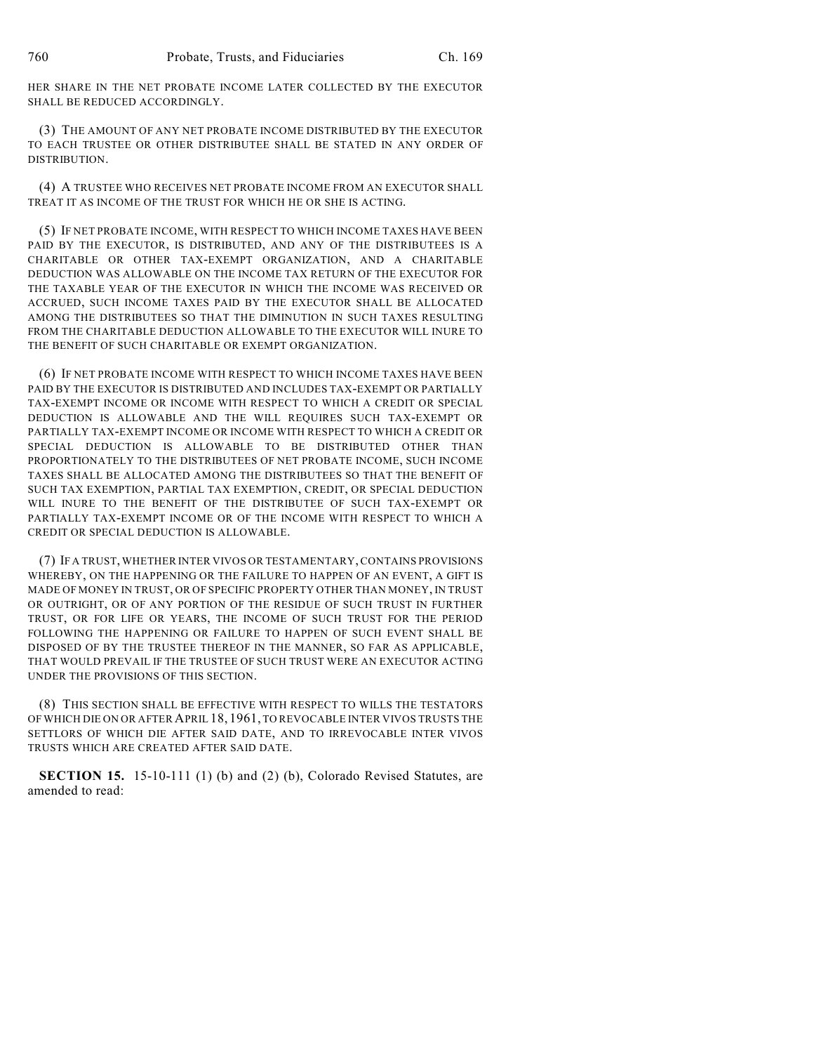HER SHARE IN THE NET PROBATE INCOME LATER COLLECTED BY THE EXECUTOR SHALL BE REDUCED ACCORDINGLY.

(3) THE AMOUNT OF ANY NET PROBATE INCOME DISTRIBUTED BY THE EXECUTOR TO EACH TRUSTEE OR OTHER DISTRIBUTEE SHALL BE STATED IN ANY ORDER OF DISTRIBUTION.

(4) A TRUSTEE WHO RECEIVES NET PROBATE INCOME FROM AN EXECUTOR SHALL TREAT IT AS INCOME OF THE TRUST FOR WHICH HE OR SHE IS ACTING.

(5) IF NET PROBATE INCOME, WITH RESPECT TO WHICH INCOME TAXES HAVE BEEN PAID BY THE EXECUTOR, IS DISTRIBUTED, AND ANY OF THE DISTRIBUTEES IS A CHARITABLE OR OTHER TAX-EXEMPT ORGANIZATION, AND A CHARITABLE DEDUCTION WAS ALLOWABLE ON THE INCOME TAX RETURN OF THE EXECUTOR FOR THE TAXABLE YEAR OF THE EXECUTOR IN WHICH THE INCOME WAS RECEIVED OR ACCRUED, SUCH INCOME TAXES PAID BY THE EXECUTOR SHALL BE ALLOCATED AMONG THE DISTRIBUTEES SO THAT THE DIMINUTION IN SUCH TAXES RESULTING FROM THE CHARITABLE DEDUCTION ALLOWABLE TO THE EXECUTOR WILL INURE TO THE BENEFIT OF SUCH CHARITABLE OR EXEMPT ORGANIZATION.

(6) IF NET PROBATE INCOME WITH RESPECT TO WHICH INCOME TAXES HAVE BEEN PAID BY THE EXECUTOR IS DISTRIBUTED AND INCLUDES TAX-EXEMPT OR PARTIALLY TAX-EXEMPT INCOME OR INCOME WITH RESPECT TO WHICH A CREDIT OR SPECIAL DEDUCTION IS ALLOWABLE AND THE WILL REQUIRES SUCH TAX-EXEMPT OR PARTIALLY TAX-EXEMPT INCOME OR INCOME WITH RESPECT TO WHICH A CREDIT OR SPECIAL DEDUCTION IS ALLOWABLE TO BE DISTRIBUTED OTHER THAN PROPORTIONATELY TO THE DISTRIBUTEES OF NET PROBATE INCOME, SUCH INCOME TAXES SHALL BE ALLOCATED AMONG THE DISTRIBUTEES SO THAT THE BENEFIT OF SUCH TAX EXEMPTION, PARTIAL TAX EXEMPTION, CREDIT, OR SPECIAL DEDUCTION WILL INURE TO THE BENEFIT OF THE DISTRIBUTEE OF SUCH TAX-EXEMPT OR PARTIALLY TAX-EXEMPT INCOME OR OF THE INCOME WITH RESPECT TO WHICH A CREDIT OR SPECIAL DEDUCTION IS ALLOWABLE.

(7) IF A TRUST, WHETHER INTER VIVOS OR TESTAMENTARY, CONTAINS PROVISIONS WHEREBY, ON THE HAPPENING OR THE FAILURE TO HAPPEN OF AN EVENT, A GIFT IS MADE OF MONEY IN TRUST, OR OF SPECIFIC PROPERTY OTHER THAN MONEY, IN TRUST OR OUTRIGHT, OR OF ANY PORTION OF THE RESIDUE OF SUCH TRUST IN FURTHER TRUST, OR FOR LIFE OR YEARS, THE INCOME OF SUCH TRUST FOR THE PERIOD FOLLOWING THE HAPPENING OR FAILURE TO HAPPEN OF SUCH EVENT SHALL BE DISPOSED OF BY THE TRUSTEE THEREOF IN THE MANNER, SO FAR AS APPLICABLE, THAT WOULD PREVAIL IF THE TRUSTEE OF SUCH TRUST WERE AN EXECUTOR ACTING UNDER THE PROVISIONS OF THIS SECTION.

(8) THIS SECTION SHALL BE EFFECTIVE WITH RESPECT TO WILLS THE TESTATORS OF WHICH DIE ON OR AFTER APRIL 18, 1961, TO REVOCABLE INTER VIVOS TRUSTS THE SETTLORS OF WHICH DIE AFTER SAID DATE, AND TO IRREVOCABLE INTER VIVOS TRUSTS WHICH ARE CREATED AFTER SAID DATE.

**SECTION 15.** 15-10-111 (1) (b) and (2) (b), Colorado Revised Statutes, are amended to read: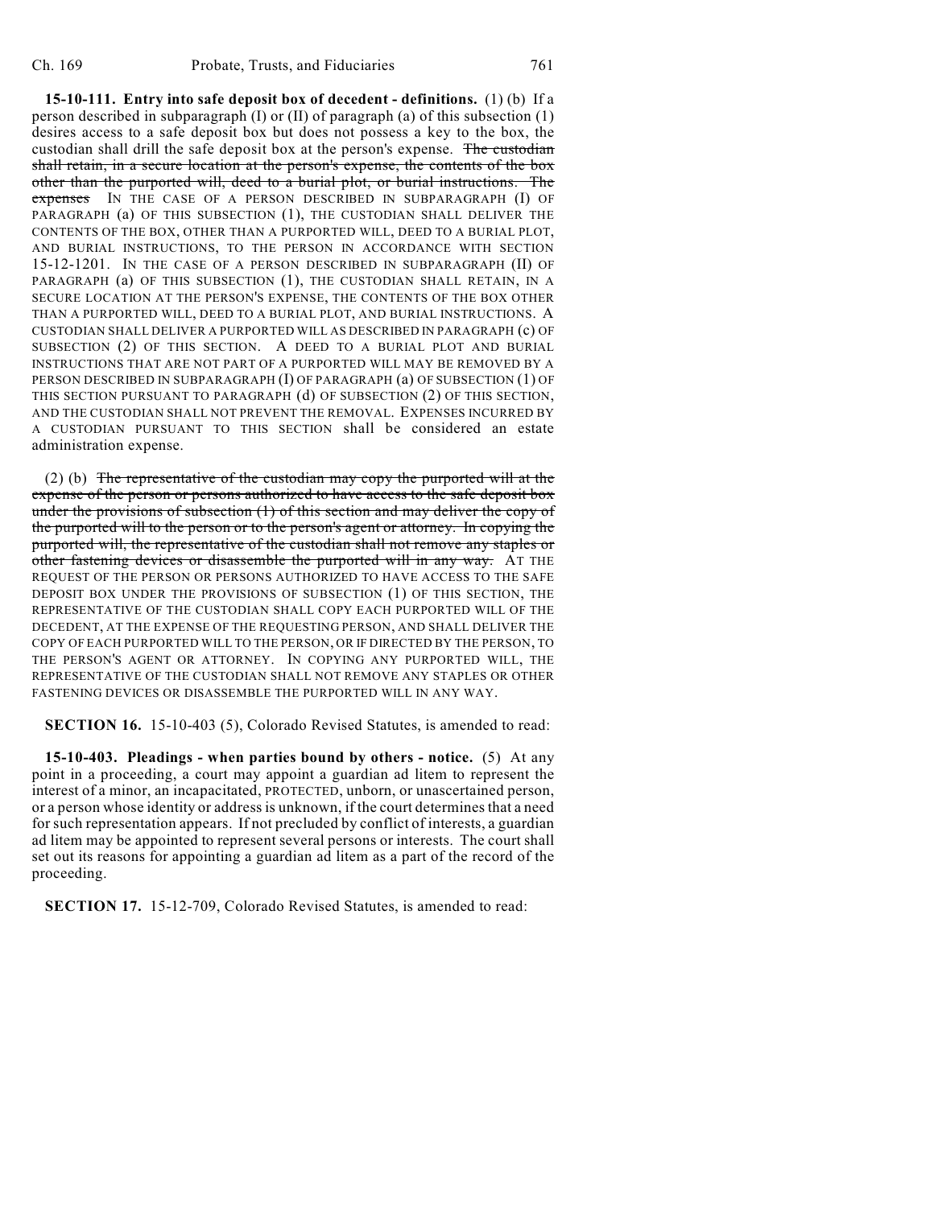**15-10-111. Entry into safe deposit box of decedent - definitions.** (1) (b) If a person described in subparagraph (I) or (II) of paragraph (a) of this subsection (1) desires access to a safe deposit box but does not possess a key to the box, the custodian shall drill the safe deposit box at the person's expense. ~~The custodian shall retain, in a secure location at the person's expense, the contents of the box other than the purported will, deed to a burial plot, or burial instructions. The expenses~~ IN THE CASE OF A PERSON DESCRIBED IN SUBPARAGRAPH (I) OF PARAGRAPH (a) OF THIS SUBSECTION (1), THE CUSTODIAN SHALL DELIVER THE CONTENTS OF THE BOX, OTHER THAN A PURPORTED WILL, DEED TO A BURIAL PLOT, AND BURIAL INSTRUCTIONS, TO THE PERSON IN ACCORDANCE WITH SECTION 15-12-1201. IN THE CASE OF A PERSON DESCRIBED IN SUBPARAGRAPH (II) OF PARAGRAPH (a) OF THIS SUBSECTION (1), THE CUSTODIAN SHALL RETAIN, IN A SECURE LOCATION AT THE PERSON'S EXPENSE, THE CONTENTS OF THE BOX OTHER THAN A PURPORTED WILL, DEED TO A BURIAL PLOT, AND BURIAL INSTRUCTIONS. A CUSTODIAN SHALL DELIVER A PURPORTED WILL AS DESCRIBED IN PARAGRAPH (c) OF SUBSECTION (2) OF THIS SECTION. A DEED TO A BURIAL PLOT AND BURIAL INSTRUCTIONS THAT ARE NOT PART OF A PURPORTED WILL MAY BE REMOVED BY A PERSON DESCRIBED IN SUBPARAGRAPH (I) OF PARAGRAPH (a) OF SUBSECTION (1) OF THIS SECTION PURSUANT TO PARAGRAPH (d) OF SUBSECTION (2) OF THIS SECTION, AND THE CUSTODIAN SHALL NOT PREVENT THE REMOVAL. EXPENSES INCURRED BY A CUSTODIAN PURSUANT TO THIS SECTION shall be considered an estate administration expense.

(2) (b) ~~The representative of the custodian may copy the purported will at the expense of the person or persons authorized to have access to the safe deposit box under the provisions of subsection (1) of this section and may deliver the copy of the purported will to the person or to the person's agent or attorney. In copying the purported will, the representative of the custodian shall not remove any staples or other fastening devices or disassemble the purported will in any way.~~ AT THE REQUEST OF THE PERSON OR PERSONS AUTHORIZED TO HAVE ACCESS TO THE SAFE DEPOSIT BOX UNDER THE PROVISIONS OF SUBSECTION (1) OF THIS SECTION, THE REPRESENTATIVE OF THE CUSTODIAN SHALL COPY EACH PURPORTED WILL OF THE DECEDENT, AT THE EXPENSE OF THE REQUESTING PERSON, AND SHALL DELIVER THE COPY OF EACH PURPORTED WILL TO THE PERSON, OR IF DIRECTED BY THE PERSON, TO THE PERSON'S AGENT OR ATTORNEY. IN COPYING ANY PURPORTED WILL, THE REPRESENTATIVE OF THE CUSTODIAN SHALL NOT REMOVE ANY STAPLES OR OTHER FASTENING DEVICES OR DISASSEMBLE THE PURPORTED WILL IN ANY WAY.

**SECTION 16.** 15-10-403 (5), Colorado Revised Statutes, is amended to read:

**15-10-403. Pleadings - when parties bound by others - notice.** (5) At any point in a proceeding, a court may appoint a guardian ad litem to represent the interest of a minor, an incapacitated, PROTECTED, unborn, or unascertained person, or a person whose identity or address is unknown, if the court determines that a need for such representation appears. If not precluded by conflict of interests, a guardian ad litem may be appointed to represent several persons or interests. The court shall set out its reasons for appointing a guardian ad litem as a part of the record of the proceeding.

**SECTION 17.** 15-12-709, Colorado Revised Statutes, is amended to read: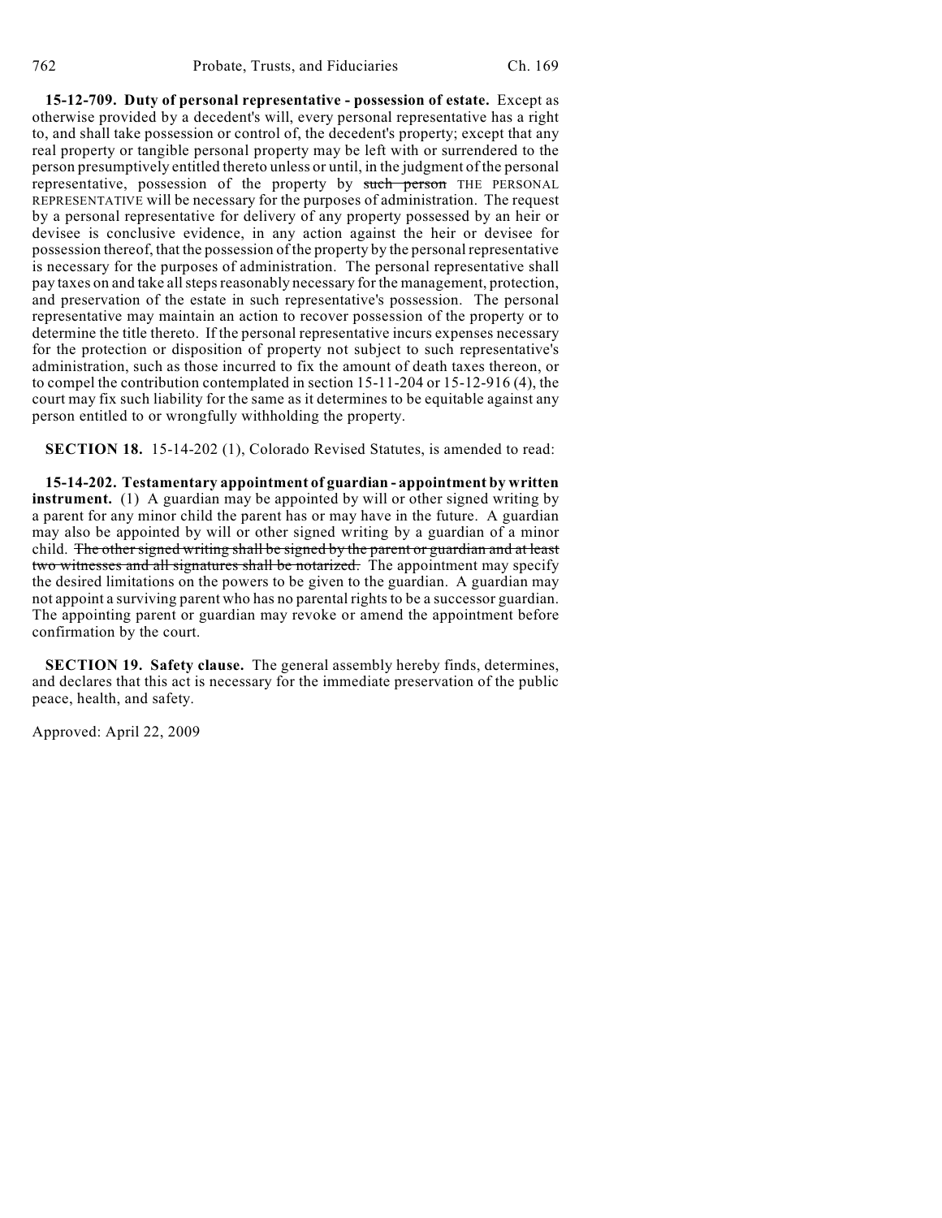**15-12-709. Duty of personal representative - possession of estate.** Except as otherwise provided by a decedent's will, every personal representative has a right to, and shall take possession or control of, the decedent's property; except that any real property or tangible personal property may be left with or surrendered to the person presumptively entitled thereto unless or until, in the judgment of the personal representative, possession of the property by ~~such person~~ THE PERSONAL REPRESENTATIVE will be necessary for the purposes of administration. The request by a personal representative for delivery of any property possessed by an heir or devisee is conclusive evidence, in any action against the heir or devisee for possession thereof, that the possession of the property by the personal representative is necessary for the purposes of administration. The personal representative shall pay taxes on and take all steps reasonably necessary for the management, protection, and preservation of the estate in such representative's possession. The personal representative may maintain an action to recover possession of the property or to determine the title thereto. If the personal representative incurs expenses necessary for the protection or disposition of property not subject to such representative's administration, such as those incurred to fix the amount of death taxes thereon, or to compel the contribution contemplated in section 15-11-204 or 15-12-916 (4), the court may fix such liability for the same as it determines to be equitable against any person entitled to or wrongfully withholding the property.

**SECTION 18.** 15-14-202 (1), Colorado Revised Statutes, is amended to read:

**15-14-202. Testamentary appointment of guardian - appointment by written instrument.** (1) A guardian may be appointed by will or other signed writing by a parent for any minor child the parent has or may have in the future. A guardian may also be appointed by will or other signed writing by a guardian of a minor child. ~~The other signed writing shall be signed by the parent or guardian and at least two witnesses and all signatures shall be notarized.~~ The appointment may specify the desired limitations on the powers to be given to the guardian. A guardian may not appoint a surviving parent who has no parental rights to be a successor guardian. The appointing parent or guardian may revoke or amend the appointment before confirmation by the court.

**SECTION 19. Safety clause.** The general assembly hereby finds, determines, and declares that this act is necessary for the immediate preservation of the public peace, health, and safety.

Approved: April 22, 2009